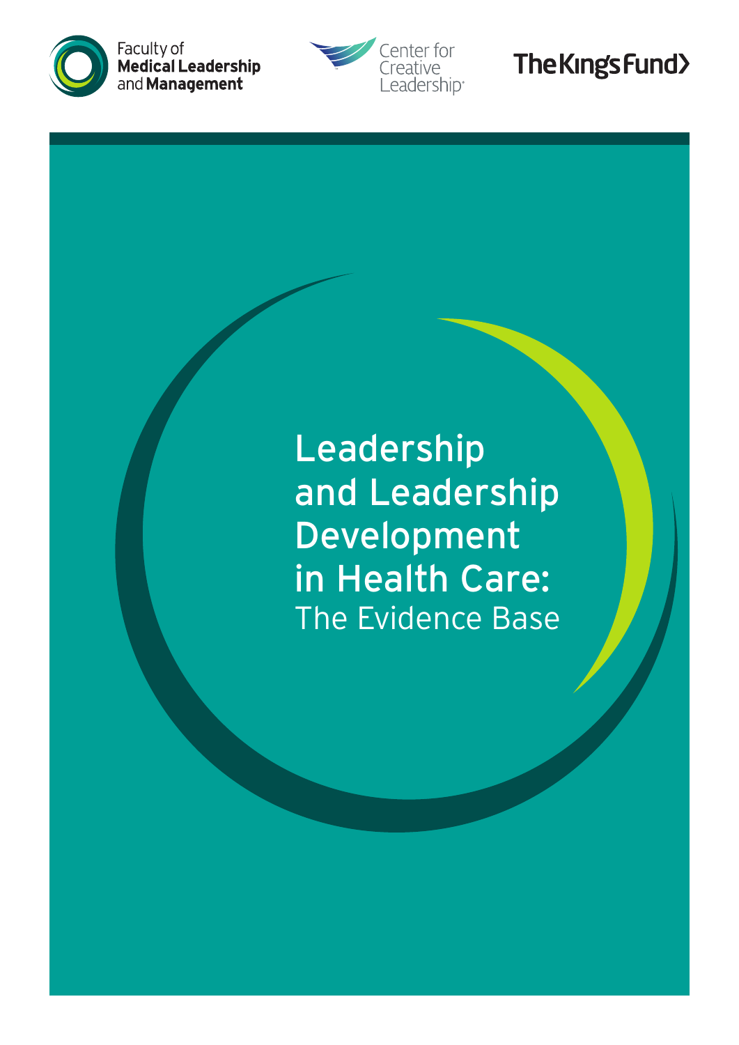Faculty of **Medical Leadership** and **Management**

Center for Creative Leadership

The King's Fund

# Leadership and Leadership Development in Health Care:

## The Evidence Base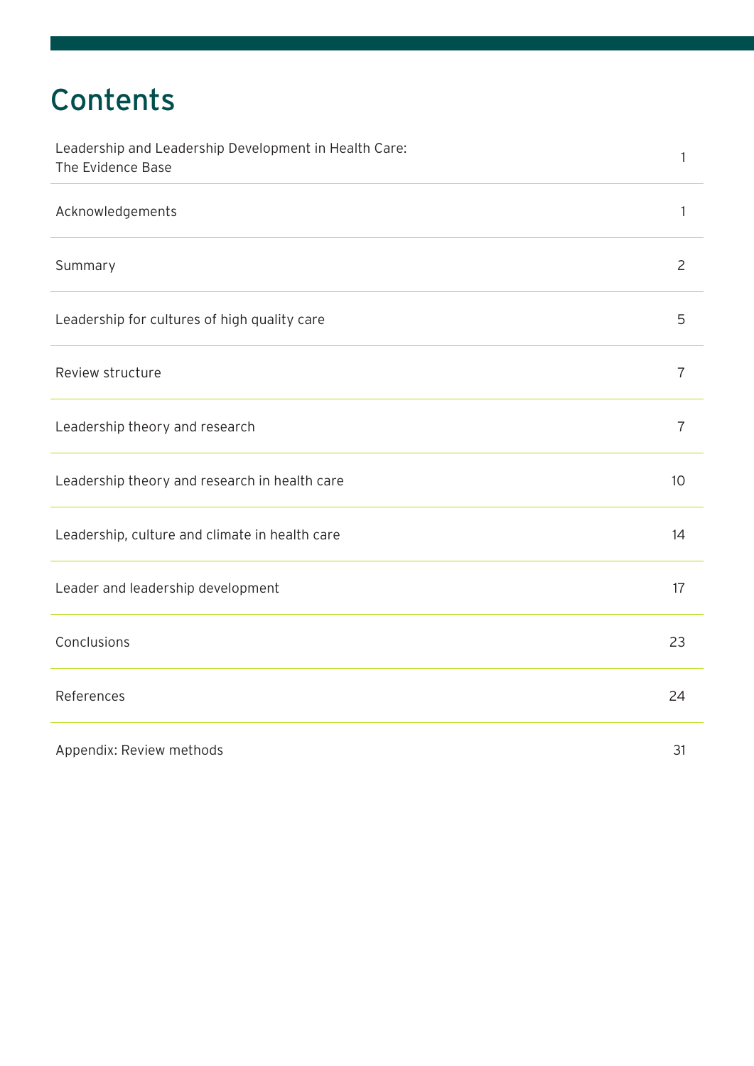# Contents

| | |
|---|---|
| Leadership and Leadership Development in Health Care: The Evidence Base | 1 |
| Acknowledgements | 1 |
| Summary | 2 |
| Leadership for cultures of high quality care | 5 |
| Review structure | 7 |
| Leadership theory and research | 7 |
| Leadership theory and research in health care | 10 |
| Leadership, culture and climate in health care | 14 |
| Leader and leadership development | 17 |
| Conclusions | 23 |
| References | 24 |
| Appendix: Review methods | 31 |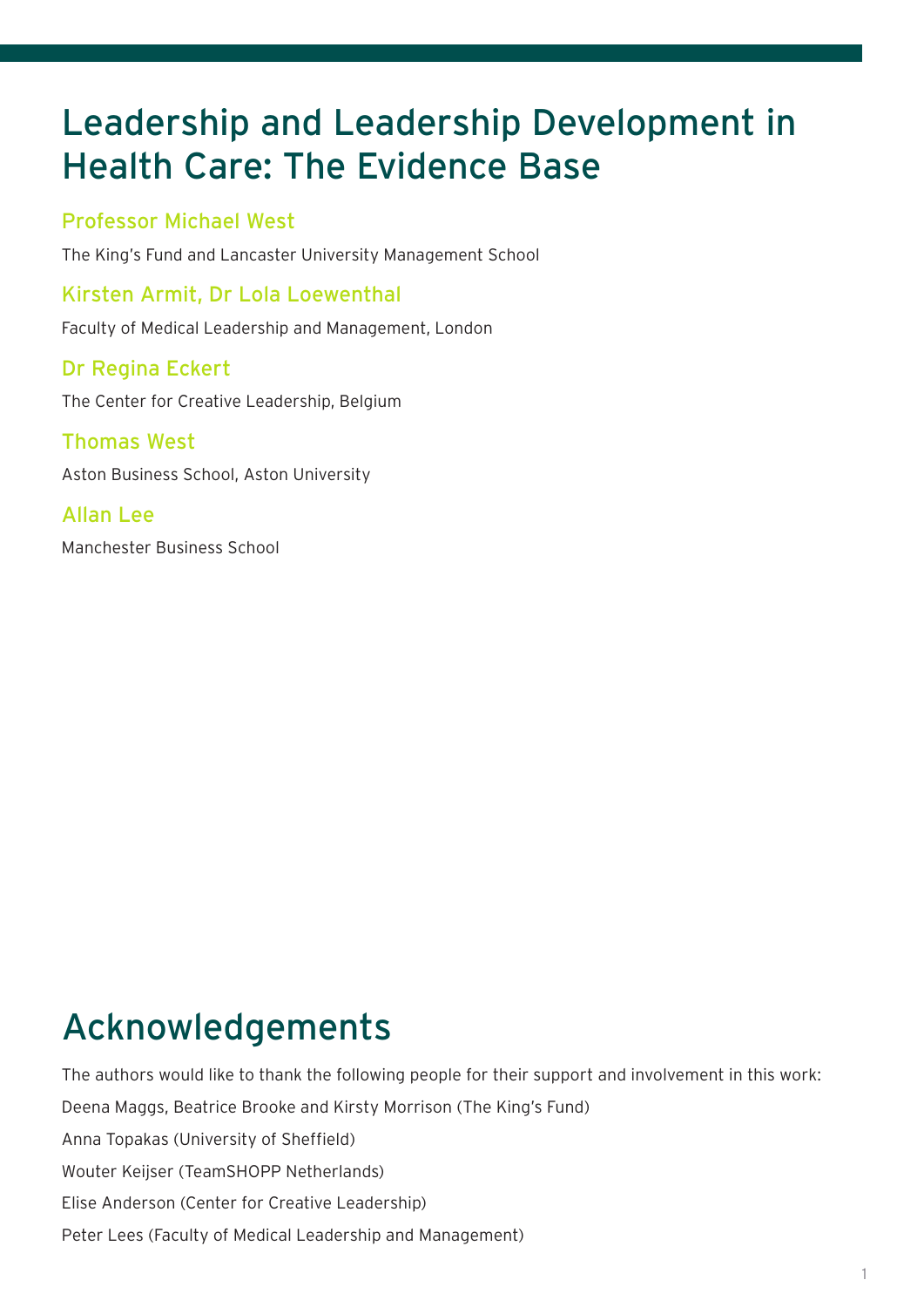# Leadership and Leadership Development in Health Care: The Evidence Base

### Professor Michael West

The King's Fund and Lancaster University Management School

### Kirsten Armit, Dr Lola Loewenthal

Faculty of Medical Leadership and Management, London

### Dr Regina Eckert

The Center for Creative Leadership, Belgium

### Thomas West

Aston Business School, Aston University

### Allan Lee

Manchester Business School

## Acknowledgements

The authors would like to thank the following people for their support and involvement in this work:

Deena Maggs, Beatrice Brooke and Kirsty Morrison (The King's Fund)

Anna Topakas (University of Sheffield)

Wouter Keijser (TeamSHOPP Netherlands)

Elise Anderson (Center for Creative Leadership)

Peter Lees (Faculty of Medical Leadership and Management)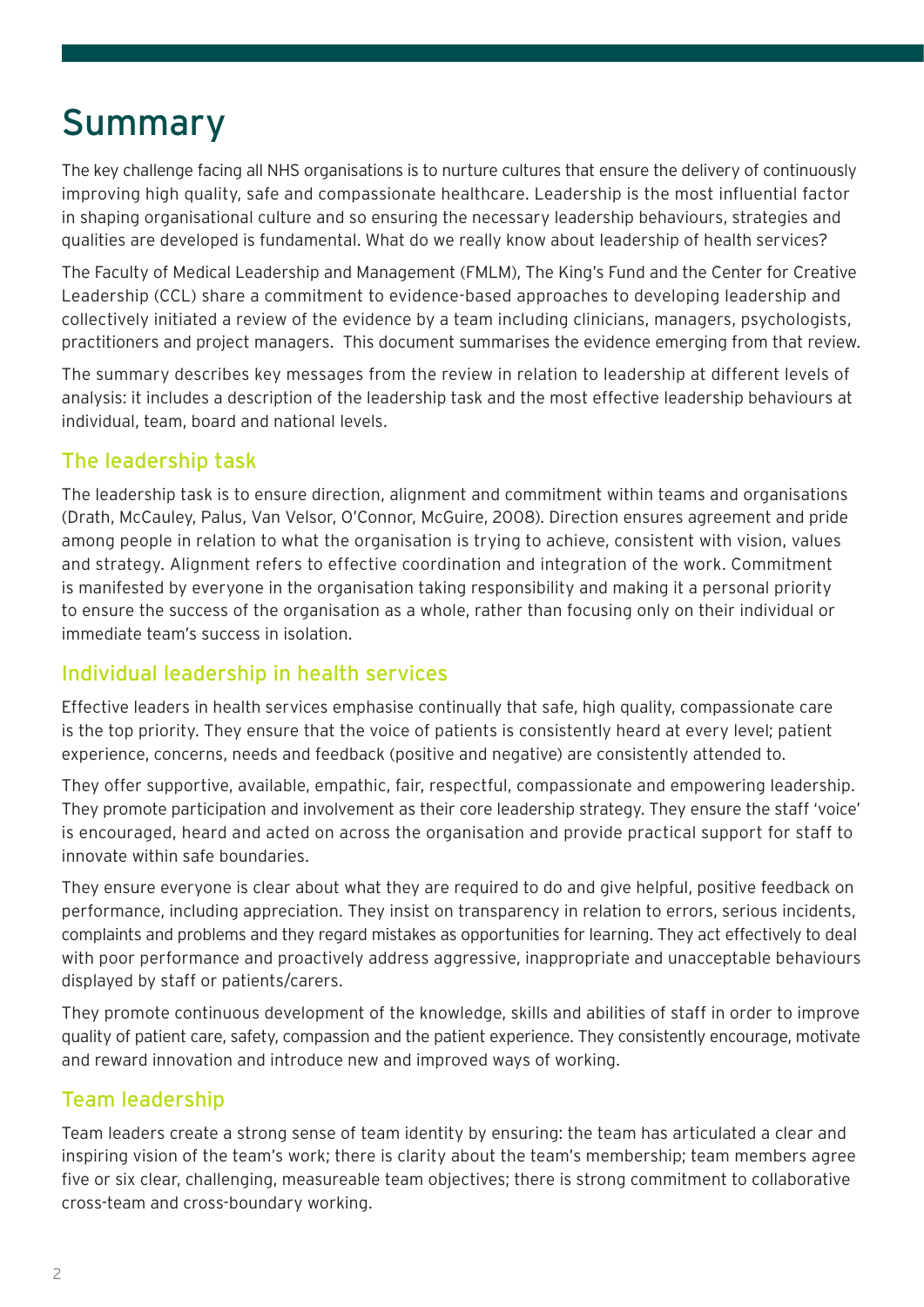# Summary

The key challenge facing all NHS organisations is to nurture cultures that ensure the delivery of continuously improving high quality, safe and compassionate healthcare. Leadership is the most influential factor in shaping organisational culture and so ensuring the necessary leadership behaviours, strategies and qualities are developed is fundamental. What do we really know about leadership of health services?

The Faculty of Medical Leadership and Management (FMLM), The King's Fund and the Center for Creative Leadership (CCL) share a commitment to evidence-based approaches to developing leadership and collectively initiated a review of the evidence by a team including clinicians, managers, psychologists, practitioners and project managers. This document summarises the evidence emerging from that review.

The summary describes key messages from the review in relation to leadership at different levels of analysis: it includes a description of the leadership task and the most effective leadership behaviours at individual, team, board and national levels.

## The leadership task

The leadership task is to ensure direction, alignment and commitment within teams and organisations (Drath, McCauley, Palus, Van Velsor, O'Connor, McGuire, 2008). Direction ensures agreement and pride among people in relation to what the organisation is trying to achieve, consistent with vision, values and strategy. Alignment refers to effective coordination and integration of the work. Commitment is manifested by everyone in the organisation taking responsibility and making it a personal priority to ensure the success of the organisation as a whole, rather than focusing only on their individual or immediate team's success in isolation.

## Individual leadership in health services

Effective leaders in health services emphasise continually that safe, high quality, compassionate care is the top priority. They ensure that the voice of patients is consistently heard at every level; patient experience, concerns, needs and feedback (positive and negative) are consistently attended to.

They offer supportive, available, empathic, fair, respectful, compassionate and empowering leadership. They promote participation and involvement as their core leadership strategy. They ensure the staff 'voice' is encouraged, heard and acted on across the organisation and provide practical support for staff to innovate within safe boundaries.

They ensure everyone is clear about what they are required to do and give helpful, positive feedback on performance, including appreciation. They insist on transparency in relation to errors, serious incidents, complaints and problems and they regard mistakes as opportunities for learning. They act effectively to deal with poor performance and proactively address aggressive, inappropriate and unacceptable behaviours displayed by staff or patients/carers.

They promote continuous development of the knowledge, skills and abilities of staff in order to improve quality of patient care, safety, compassion and the patient experience. They consistently encourage, motivate and reward innovation and introduce new and improved ways of working.

## Team leadership

Team leaders create a strong sense of team identity by ensuring: the team has articulated a clear and inspiring vision of the team's work; there is clarity about the team's membership; team members agree five or six clear, challenging, measureable team objectives; there is strong commitment to collaborative cross-team and cross-boundary working.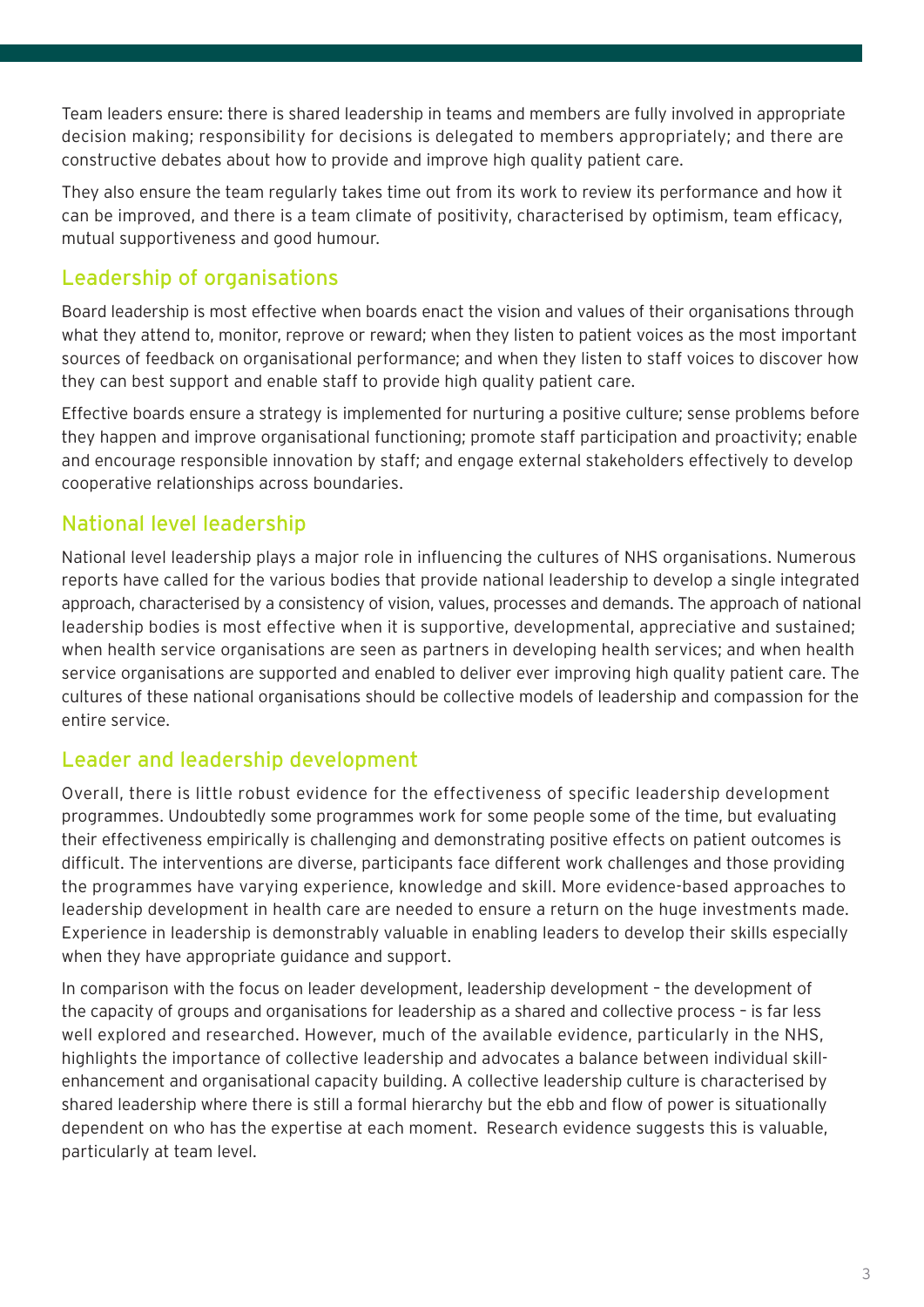Team leaders ensure: there is shared leadership in teams and members are fully involved in appropriate decision making; responsibility for decisions is delegated to members appropriately; and there are constructive debates about how to provide and improve high quality patient care.

They also ensure the team regularly takes time out from its work to review its performance and how it can be improved, and there is a team climate of positivity, characterised by optimism, team efficacy, mutual supportiveness and good humour.

## Leadership of organisations

Board leadership is most effective when boards enact the vision and values of their organisations through what they attend to, monitor, reprove or reward; when they listen to patient voices as the most important sources of feedback on organisational performance; and when they listen to staff voices to discover how they can best support and enable staff to provide high quality patient care.

Effective boards ensure a strategy is implemented for nurturing a positive culture; sense problems before they happen and improve organisational functioning; promote staff participation and proactivity; enable and encourage responsible innovation by staff; and engage external stakeholders effectively to develop cooperative relationships across boundaries.

## National level leadership

National level leadership plays a major role in influencing the cultures of NHS organisations. Numerous reports have called for the various bodies that provide national leadership to develop a single integrated approach, characterised by a consistency of vision, values, processes and demands. The approach of national leadership bodies is most effective when it is supportive, developmental, appreciative and sustained; when health service organisations are seen as partners in developing health services; and when health service organisations are supported and enabled to deliver ever improving high quality patient care. The cultures of these national organisations should be collective models of leadership and compassion for the entire service.

## Leader and leadership development

Overall, there is little robust evidence for the effectiveness of specific leadership development programmes. Undoubtedly some programmes work for some people some of the time, but evaluating their effectiveness empirically is challenging and demonstrating positive effects on patient outcomes is difficult. The interventions are diverse, participants face different work challenges and those providing the programmes have varying experience, knowledge and skill. More evidence-based approaches to leadership development in health care are needed to ensure a return on the huge investments made. Experience in leadership is demonstrably valuable in enabling leaders to develop their skills especially when they have appropriate guidance and support.

In comparison with the focus on leader development, leadership development – the development of the capacity of groups and organisations for leadership as a shared and collective process – is far less well explored and researched. However, much of the available evidence, particularly in the NHS, highlights the importance of collective leadership and advocates a balance between individual skill-enhancement and organisational capacity building. A collective leadership culture is characterised by shared leadership where there is still a formal hierarchy but the ebb and flow of power is situationally dependent on who has the expertise at each moment. Research evidence suggests this is valuable, particularly at team level.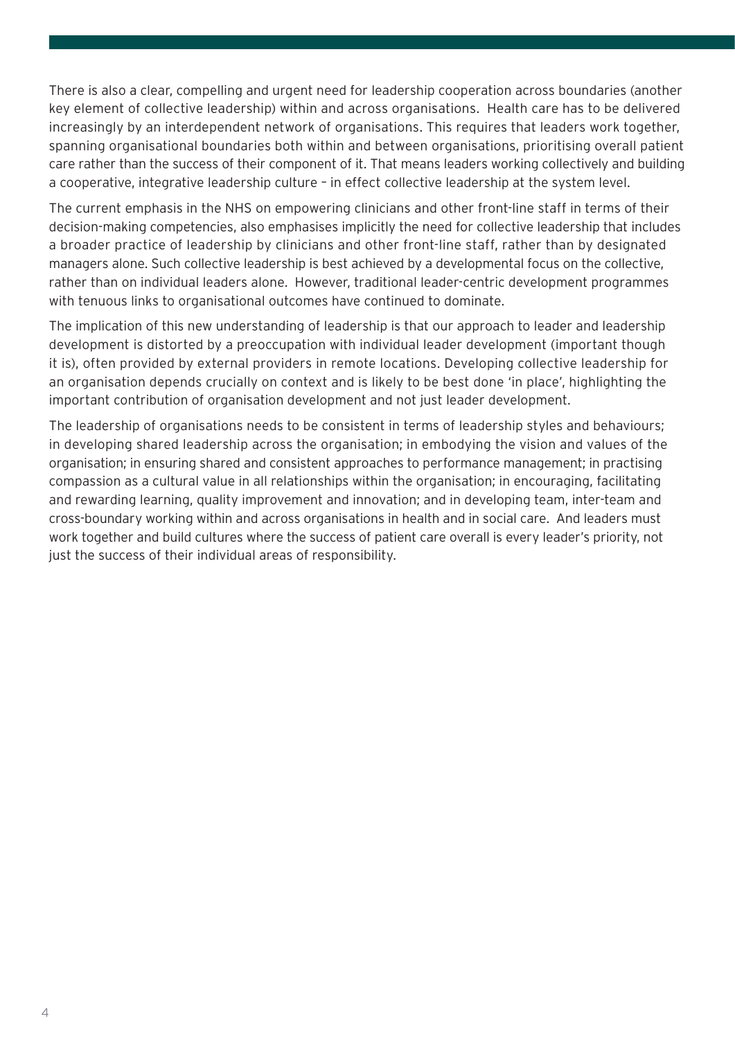There is also a clear, compelling and urgent need for leadership cooperation across boundaries (another key element of collective leadership) within and across organisations. Health care has to be delivered increasingly by an interdependent network of organisations. This requires that leaders work together, spanning organisational boundaries both within and between organisations, prioritising overall patient care rather than the success of their component of it. That means leaders working collectively and building a cooperative, integrative leadership culture – in effect collective leadership at the system level.

The current emphasis in the NHS on empowering clinicians and other front-line staff in terms of their decision-making competencies, also emphasises implicitly the need for collective leadership that includes a broader practice of leadership by clinicians and other front-line staff, rather than by designated managers alone. Such collective leadership is best achieved by a developmental focus on the collective, rather than on individual leaders alone. However, traditional leader-centric development programmes with tenuous links to organisational outcomes have continued to dominate.

The implication of this new understanding of leadership is that our approach to leader and leadership development is distorted by a preoccupation with individual leader development (important though it is), often provided by external providers in remote locations. Developing collective leadership for an organisation depends crucially on context and is likely to be best done 'in place', highlighting the important contribution of organisation development and not just leader development.

The leadership of organisations needs to be consistent in terms of leadership styles and behaviours; in developing shared leadership across the organisation; in embodying the vision and values of the organisation; in ensuring shared and consistent approaches to performance management; in practising compassion as a cultural value in all relationships within the organisation; in encouraging, facilitating and rewarding learning, quality improvement and innovation; and in developing team, inter-team and cross-boundary working within and across organisations in health and in social care. And leaders must work together and build cultures where the success of patient care overall is every leader's priority, not just the success of their individual areas of responsibility.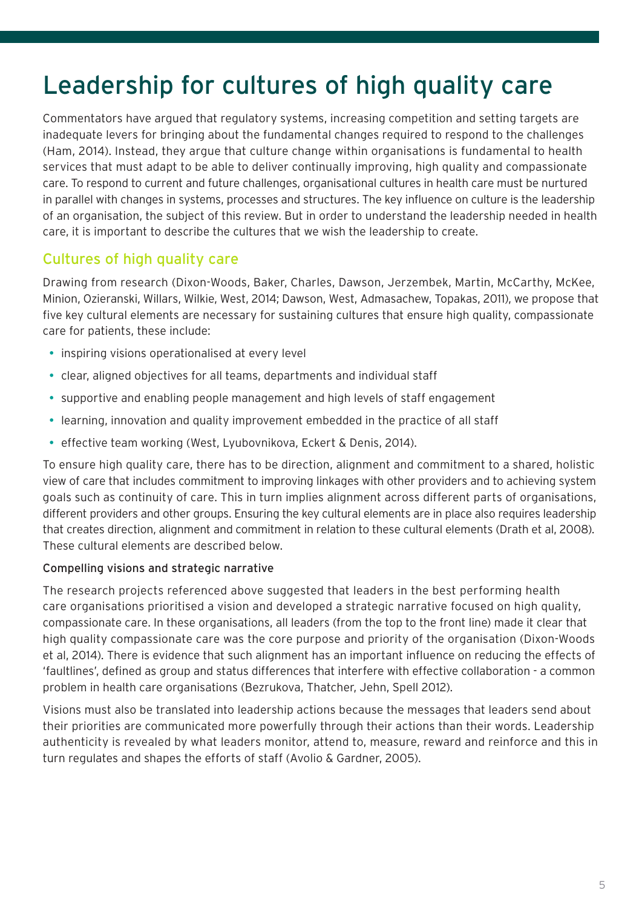# Leadership for cultures of high quality care

Commentators have argued that regulatory systems, increasing competition and setting targets are inadequate levers for bringing about the fundamental changes required to respond to the challenges (Ham, 2014). Instead, they argue that culture change within organisations is fundamental to health services that must adapt to be able to deliver continually improving, high quality and compassionate care. To respond to current and future challenges, organisational cultures in health care must be nurtured in parallel with changes in systems, processes and structures. The key influence on culture is the leadership of an organisation, the subject of this review. But in order to understand the leadership needed in health care, it is important to describe the cultures that we wish the leadership to create.

## Cultures of high quality care

Drawing from research (Dixon-Woods, Baker, Charles, Dawson, Jerzembek, Martin, McCarthy, McKee, Minion, Ozieranski, Willars, Wilkie, West, 2014; Dawson, West, Admasachew, Topakas, 2011), we propose that five key cultural elements are necessary for sustaining cultures that ensure high quality, compassionate care for patients, these include:

- inspiring visions operationalised at every level
- clear, aligned objectives for all teams, departments and individual staff
- supportive and enabling people management and high levels of staff engagement
- learning, innovation and quality improvement embedded in the practice of all staff
- effective team working (West, Lyubovnikova, Eckert & Denis, 2014).

To ensure high quality care, there has to be direction, alignment and commitment to a shared, holistic view of care that includes commitment to improving linkages with other providers and to achieving system goals such as continuity of care. This in turn implies alignment across different parts of organisations, different providers and other groups. Ensuring the key cultural elements are in place also requires leadership that creates direction, alignment and commitment in relation to these cultural elements (Drath et al, 2008). These cultural elements are described below.

### Compelling visions and strategic narrative

The research projects referenced above suggested that leaders in the best performing health care organisations prioritised a vision and developed a strategic narrative focused on high quality, compassionate care. In these organisations, all leaders (from the top to the front line) made it clear that high quality compassionate care was the core purpose and priority of the organisation (Dixon-Woods et al, 2014). There is evidence that such alignment has an important influence on reducing the effects of 'faultlines', defined as group and status differences that interfere with effective collaboration - a common problem in health care organisations (Bezrukova, Thatcher, Jehn, Spell 2012).

Visions must also be translated into leadership actions because the messages that leaders send about their priorities are communicated more powerfully through their actions than their words. Leadership authenticity is revealed by what leaders monitor, attend to, measure, reward and reinforce and this in turn regulates and shapes the efforts of staff (Avolio & Gardner, 2005).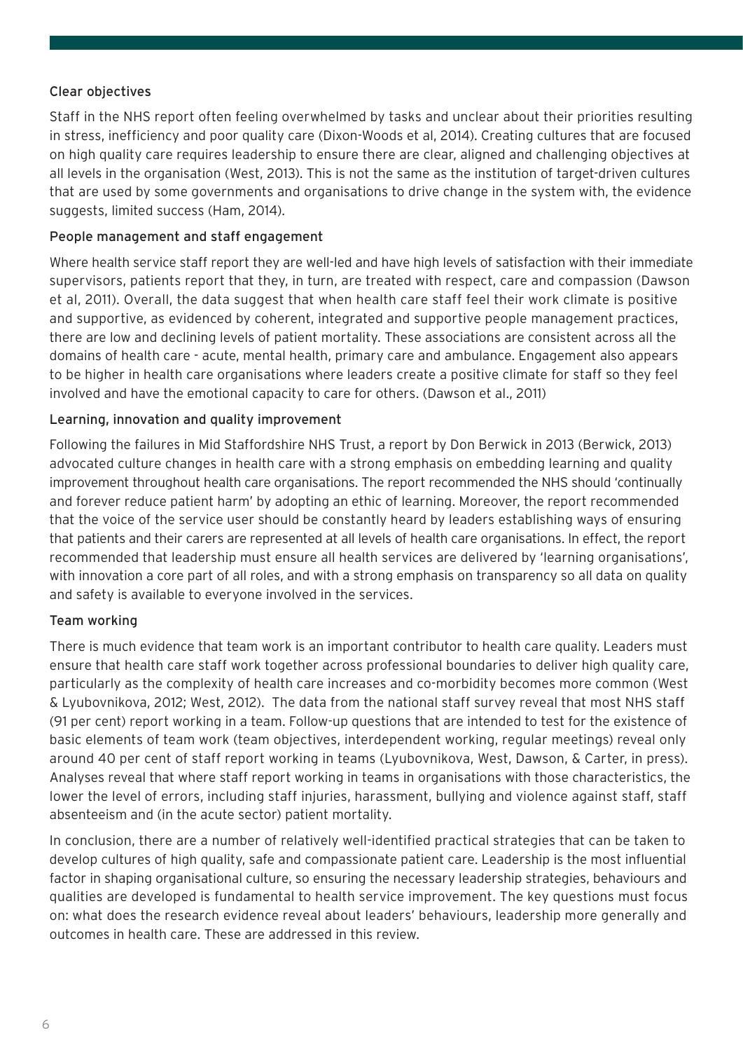### Clear objectives

Staff in the NHS report often feeling overwhelmed by tasks and unclear about their priorities resulting in stress, inefficiency and poor quality care (Dixon-Woods et al, 2014). Creating cultures that are focused on high quality care requires leadership to ensure there are clear, aligned and challenging objectives at all levels in the organisation (West, 2013). This is not the same as the institution of target-driven cultures that are used by some governments and organisations to drive change in the system with, the evidence suggests, limited success (Ham, 2014).

### People management and staff engagement

Where health service staff report they are well-led and have high levels of satisfaction with their immediate supervisors, patients report that they, in turn, are treated with respect, care and compassion (Dawson et al, 2011). Overall, the data suggest that when health care staff feel their work climate is positive and supportive, as evidenced by coherent, integrated and supportive people management practices, there are low and declining levels of patient mortality. These associations are consistent across all the domains of health care - acute, mental health, primary care and ambulance. Engagement also appears to be higher in health care organisations where leaders create a positive climate for staff so they feel involved and have the emotional capacity to care for others. (Dawson et al., 2011)

### Learning, innovation and quality improvement

Following the failures in Mid Staffordshire NHS Trust, a report by Don Berwick in 2013 (Berwick, 2013) advocated culture changes in health care with a strong emphasis on embedding learning and quality improvement throughout health care organisations. The report recommended the NHS should 'continually and forever reduce patient harm' by adopting an ethic of learning. Moreover, the report recommended that the voice of the service user should be constantly heard by leaders establishing ways of ensuring that patients and their carers are represented at all levels of health care organisations. In effect, the report recommended that leadership must ensure all health services are delivered by 'learning organisations', with innovation a core part of all roles, and with a strong emphasis on transparency so all data on quality and safety is available to everyone involved in the services.

### Team working

There is much evidence that team work is an important contributor to health care quality. Leaders must ensure that health care staff work together across professional boundaries to deliver high quality care, particularly as the complexity of health care increases and co-morbidity becomes more common (West & Lyubovnikova, 2012; West, 2012). The data from the national staff survey reveal that most NHS staff (91 per cent) report working in a team. Follow-up questions that are intended to test for the existence of basic elements of team work (team objectives, interdependent working, regular meetings) reveal only around 40 per cent of staff report working in teams (Lyubovnikova, West, Dawson, & Carter, in press). Analyses reveal that where staff report working in teams in organisations with those characteristics, the lower the level of errors, including staff injuries, harassment, bullying and violence against staff, staff absenteeism and (in the acute sector) patient mortality.

In conclusion, there are a number of relatively well-identified practical strategies that can be taken to develop cultures of high quality, safe and compassionate patient care. Leadership is the most influential factor in shaping organisational culture, so ensuring the necessary leadership strategies, behaviours and qualities are developed is fundamental to health service improvement. The key questions must focus on: what does the research evidence reveal about leaders' behaviours, leadership more generally and outcomes in health care. These are addressed in this review.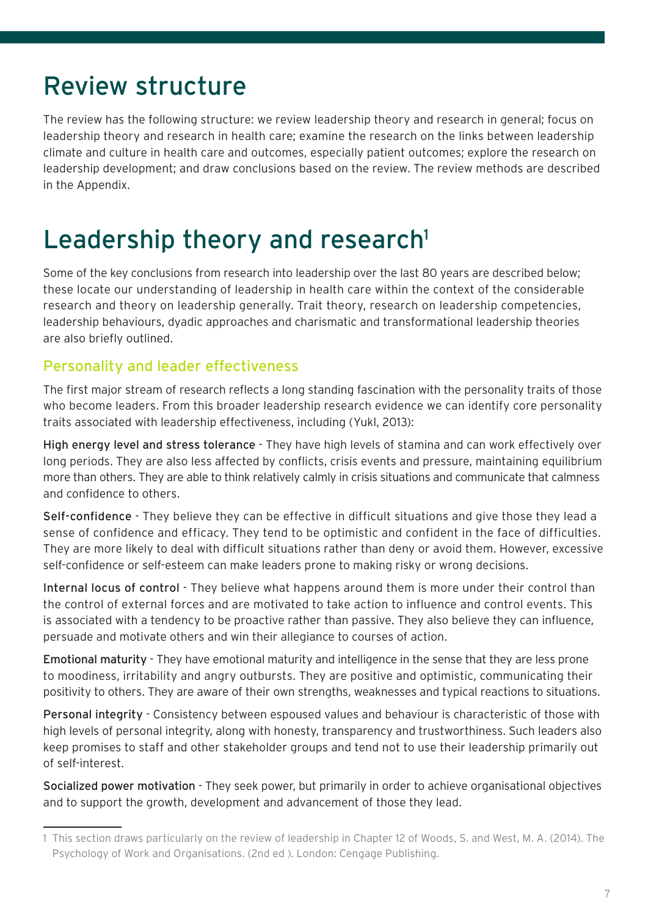# Review structure

The review has the following structure: we review leadership theory and research in general; focus on leadership theory and research in health care; examine the research on the links between leadership climate and culture in health care and outcomes, especially patient outcomes; explore the research on leadership development; and draw conclusions based on the review. The review methods are described in the Appendix.

# Leadership theory and research[1]

Some of the key conclusions from research into leadership over the last 80 years are described below; these locate our understanding of leadership in health care within the context of the considerable research and theory on leadership generally. Trait theory, research on leadership competencies, leadership behaviours, dyadic approaches and charismatic and transformational leadership theories are also briefly outlined.

## Personality and leader effectiveness

The first major stream of research reflects a long standing fascination with the personality traits of those who become leaders. From this broader leadership research evidence we can identify core personality traits associated with leadership effectiveness, including (Yukl, 2013):

**High energy level and stress tolerance** - They have high levels of stamina and can work effectively over long periods. They are also less affected by conflicts, crisis events and pressure, maintaining equilibrium more than others. They are able to think relatively calmly in crisis situations and communicate that calmness and confidence to others.

**Self-confidence** - They believe they can be effective in difficult situations and give those they lead a sense of confidence and efficacy. They tend to be optimistic and confident in the face of difficulties. They are more likely to deal with difficult situations rather than deny or avoid them. However, excessive self-confidence or self-esteem can make leaders prone to making risky or wrong decisions.

**Internal locus of control** - They believe what happens around them is more under their control than the control of external forces and are motivated to take action to influence and control events. This is associated with a tendency to be proactive rather than passive. They also believe they can influence, persuade and motivate others and win their allegiance to courses of action.

**Emotional maturity** - They have emotional maturity and intelligence in the sense that they are less prone to moodiness, irritability and angry outbursts. They are positive and optimistic, communicating their positivity to others. They are aware of their own strengths, weaknesses and typical reactions to situations.

**Personal integrity** - Consistency between espoused values and behaviour is characteristic of those with high levels of personal integrity, along with honesty, transparency and trustworthiness. Such leaders also keep promises to staff and other stakeholder groups and tend not to use their leadership primarily out of self-interest.

**Socialized power motivation** - They seek power, but primarily in order to achieve organisational objectives and to support the growth, development and advancement of those they lead.

---

1 This section draws particularly on the review of leadership in Chapter 12 of Woods, S. and West, M. A. (2014). The Psychology of Work and Organisations. (2nd ed ). London: Cengage Publishing.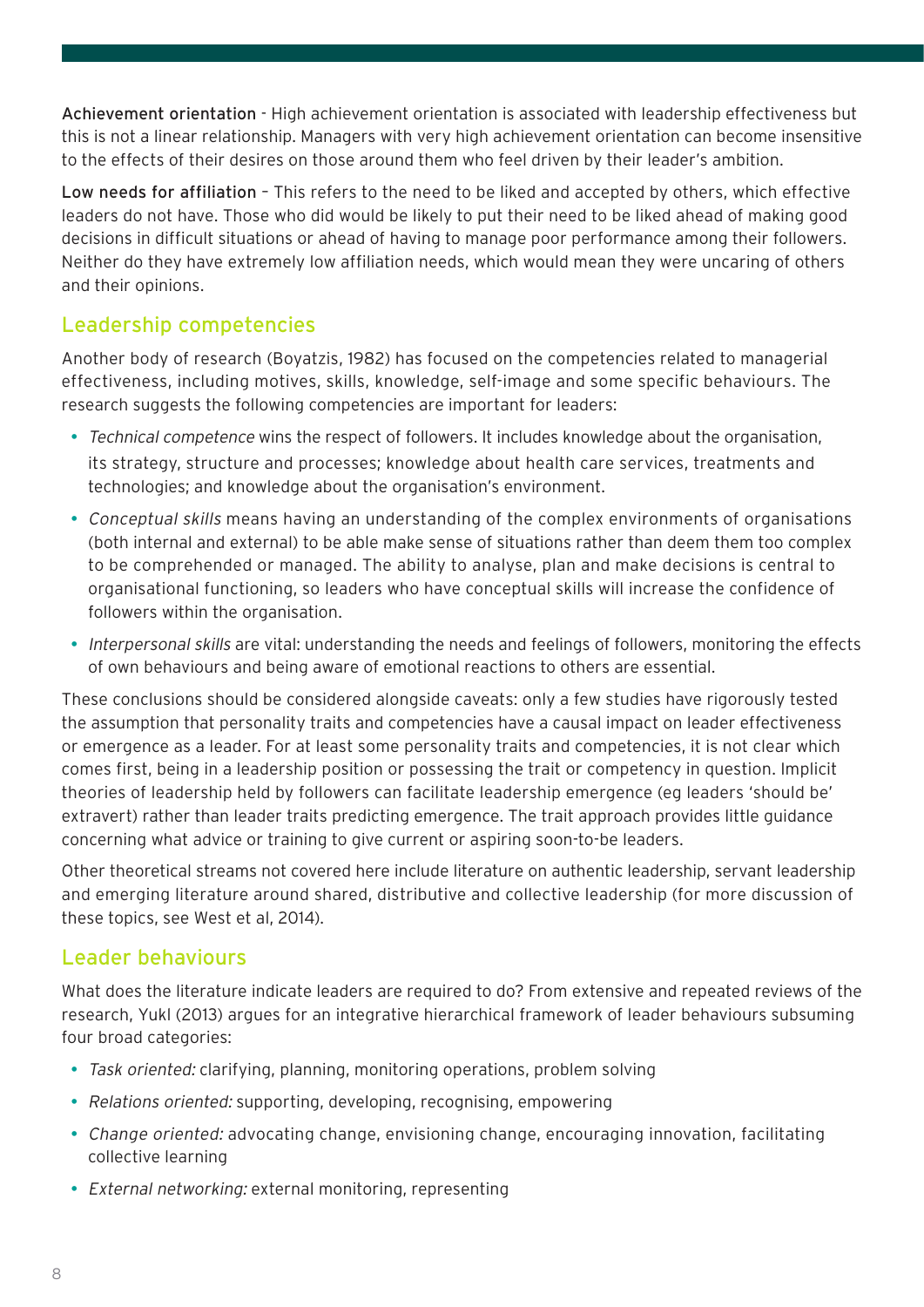**Achievement orientation** - High achievement orientation is associated with leadership effectiveness but this is not a linear relationship. Managers with very high achievement orientation can become insensitive to the effects of their desires on those around them who feel driven by their leader's ambition.

**Low needs for affiliation** – This refers to the need to be liked and accepted by others, which effective leaders do not have. Those who did would be likely to put their need to be liked ahead of making good decisions in difficult situations or ahead of having to manage poor performance among their followers. Neither do they have extremely low affiliation needs, which would mean they were uncaring of others and their opinions.

## Leadership competencies

Another body of research (Boyatzis, 1982) has focused on the competencies related to managerial effectiveness, including motives, skills, knowledge, self-image and some specific behaviours. The research suggests the following competencies are important for leaders:

- *Technical competence* wins the respect of followers. It includes knowledge about the organisation, its strategy, structure and processes; knowledge about health care services, treatments and technologies; and knowledge about the organisation's environment.
- *Conceptual skills* means having an understanding of the complex environments of organisations (both internal and external) to be able make sense of situations rather than deem them too complex to be comprehended or managed. The ability to analyse, plan and make decisions is central to organisational functioning, so leaders who have conceptual skills will increase the confidence of followers within the organisation.
- *Interpersonal skills* are vital: understanding the needs and feelings of followers, monitoring the effects of own behaviours and being aware of emotional reactions to others are essential.

These conclusions should be considered alongside caveats: only a few studies have rigorously tested the assumption that personality traits and competencies have a causal impact on leader effectiveness or emergence as a leader. For at least some personality traits and competencies, it is not clear which comes first, being in a leadership position or possessing the trait or competency in question. Implicit theories of leadership held by followers can facilitate leadership emergence (eg leaders 'should be' extravert) rather than leader traits predicting emergence. The trait approach provides little guidance concerning what advice or training to give current or aspiring soon-to-be leaders.

Other theoretical streams not covered here include literature on authentic leadership, servant leadership and emerging literature around shared, distributive and collective leadership (for more discussion of these topics, see West et al, 2014).

## Leader behaviours

What does the literature indicate leaders are required to do? From extensive and repeated reviews of the research, Yukl (2013) argues for an integrative hierarchical framework of leader behaviours subsuming four broad categories:

- *Task oriented:* clarifying, planning, monitoring operations, problem solving
- *Relations oriented:* supporting, developing, recognising, empowering
- *Change oriented:* advocating change, envisioning change, encouraging innovation, facilitating collective learning
- *External networking:* external monitoring, representing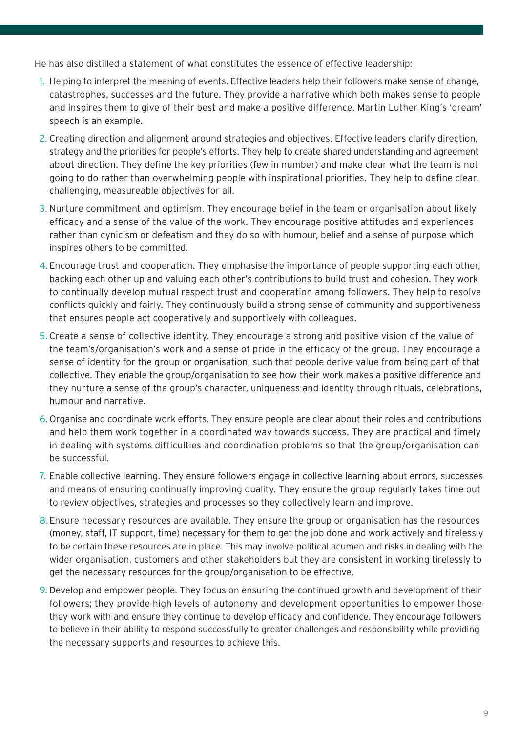He has also distilled a statement of what constitutes the essence of effective leadership:

1. Helping to interpret the meaning of events. Effective leaders help their followers make sense of change, catastrophes, successes and the future. They provide a narrative which both makes sense to people and inspires them to give of their best and make a positive difference. Martin Luther King's 'dream' speech is an example.
2. Creating direction and alignment around strategies and objectives. Effective leaders clarify direction, strategy and the priorities for people's efforts. They help to create shared understanding and agreement about direction. They define the key priorities (few in number) and make clear what the team is not going to do rather than overwhelming people with inspirational priorities. They help to define clear, challenging, measureable objectives for all.
3. Nurture commitment and optimism. They encourage belief in the team or organisation about likely efficacy and a sense of the value of the work. They encourage positive attitudes and experiences rather than cynicism or defeatism and they do so with humour, belief and a sense of purpose which inspires others to be committed.
4. Encourage trust and cooperation. They emphasise the importance of people supporting each other, backing each other up and valuing each other's contributions to build trust and cohesion. They work to continually develop mutual respect trust and cooperation among followers. They help to resolve conflicts quickly and fairly. They continuously build a strong sense of community and supportiveness that ensures people act cooperatively and supportively with colleagues.
5. Create a sense of collective identity. They encourage a strong and positive vision of the value of the team's/organisation's work and a sense of pride in the efficacy of the group. They encourage a sense of identity for the group or organisation, such that people derive value from being part of that collective. They enable the group/organisation to see how their work makes a positive difference and they nurture a sense of the group's character, uniqueness and identity through rituals, celebrations, humour and narrative.
6. Organise and coordinate work efforts. They ensure people are clear about their roles and contributions and help them work together in a coordinated way towards success. They are practical and timely in dealing with systems difficulties and coordination problems so that the group/organisation can be successful.
7. Enable collective learning. They ensure followers engage in collective learning about errors, successes and means of ensuring continually improving quality. They ensure the group regularly takes time out to review objectives, strategies and processes so they collectively learn and improve.
8. Ensure necessary resources are available. They ensure the group or organisation has the resources (money, staff, IT support, time) necessary for them to get the job done and work actively and tirelessly to be certain these resources are in place. This may involve political acumen and risks in dealing with the wider organisation, customers and other stakeholders but they are consistent in working tirelessly to get the necessary resources for the group/organisation to be effective.
9. Develop and empower people. They focus on ensuring the continued growth and development of their followers; they provide high levels of autonomy and development opportunities to empower those they work with and ensure they continue to develop efficacy and confidence. They encourage followers to believe in their ability to respond successfully to greater challenges and responsibility while providing the necessary supports and resources to achieve this.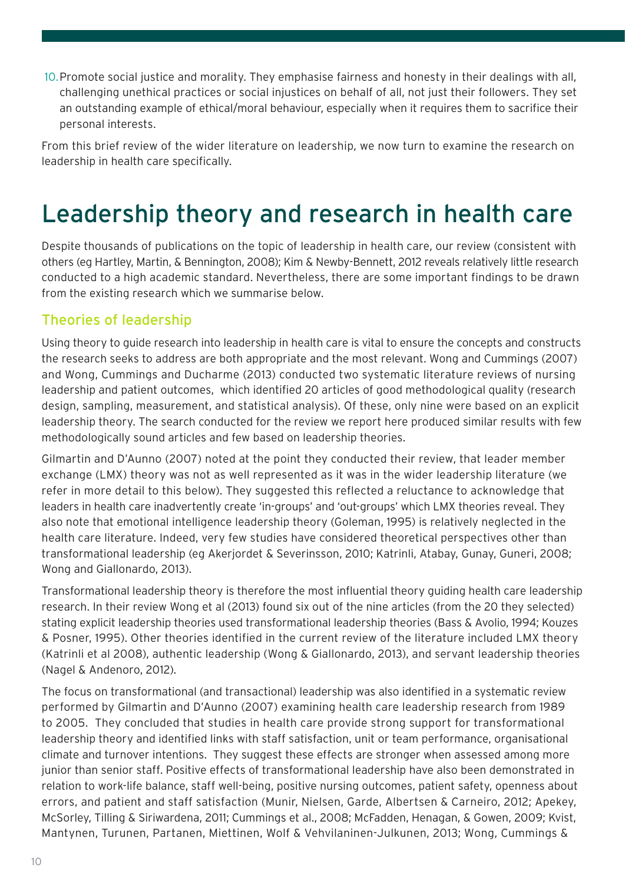10. Promote social justice and morality. They emphasise fairness and honesty in their dealings with all, challenging unethical practices or social injustices on behalf of all, not just their followers. They set an outstanding example of ethical/moral behaviour, especially when it requires them to sacrifice their personal interests.

From this brief review of the wider literature on leadership, we now turn to examine the research on leadership in health care specifically.

# Leadership theory and research in health care

Despite thousands of publications on the topic of leadership in health care, our review (consistent with others (eg Hartley, Martin, & Bennington, 2008); Kim & Newby-Bennett, 2012 reveals relatively little research conducted to a high academic standard. Nevertheless, there are some important findings to be drawn from the existing research which we summarise below.

## Theories of leadership

Using theory to guide research into leadership in health care is vital to ensure the concepts and constructs the research seeks to address are both appropriate and the most relevant. Wong and Cummings (2007) and Wong, Cummings and Ducharme (2013) conducted two systematic literature reviews of nursing leadership and patient outcomes, which identified 20 articles of good methodological quality (research design, sampling, measurement, and statistical analysis). Of these, only nine were based on an explicit leadership theory. The search conducted for the review we report here produced similar results with few methodologically sound articles and few based on leadership theories.

Gilmartin and D'Aunno (2007) noted at the point they conducted their review, that leader member exchange (LMX) theory was not as well represented as it was in the wider leadership literature (we refer in more detail to this below). They suggested this reflected a reluctance to acknowledge that leaders in health care inadvertently create 'in-groups' and 'out-groups' which LMX theories reveal. They also note that emotional intelligence leadership theory (Goleman, 1995) is relatively neglected in the health care literature. Indeed, very few studies have considered theoretical perspectives other than transformational leadership (eg Akerjordet & Severinsson, 2010; Katrinli, Atabay, Gunay, Guneri, 2008; Wong and Giallonardo, 2013).

Transformational leadership theory is therefore the most influential theory guiding health care leadership research. In their review Wong et al (2013) found six out of the nine articles (from the 20 they selected) stating explicit leadership theories used transformational leadership theories (Bass & Avolio, 1994; Kouzes & Posner, 1995). Other theories identified in the current review of the literature included LMX theory (Katrinli et al 2008), authentic leadership (Wong & Giallonardo, 2013), and servant leadership theories (Nagel & Andenoro, 2012).

The focus on transformational (and transactional) leadership was also identified in a systematic review performed by Gilmartin and D'Aunno (2007) examining health care leadership research from 1989 to 2005. They concluded that studies in health care provide strong support for transformational leadership theory and identified links with staff satisfaction, unit or team performance, organisational climate and turnover intentions. They suggest these effects are stronger when assessed among more junior than senior staff. Positive effects of transformational leadership have also been demonstrated in relation to work-life balance, staff well-being, positive nursing outcomes, patient safety, openness about errors, and patient and staff satisfaction (Munir, Nielsen, Garde, Albertsen & Carneiro, 2012; Apekey, McSorley, Tilling & Siriwardena, 2011; Cummings et al., 2008; McFadden, Henagan, & Gowen, 2009; Kvist, Mantynen, Turunen, Partanen, Miettinen, Wolf & Vehvilaninen-Julkunen, 2013; Wong, Cummings &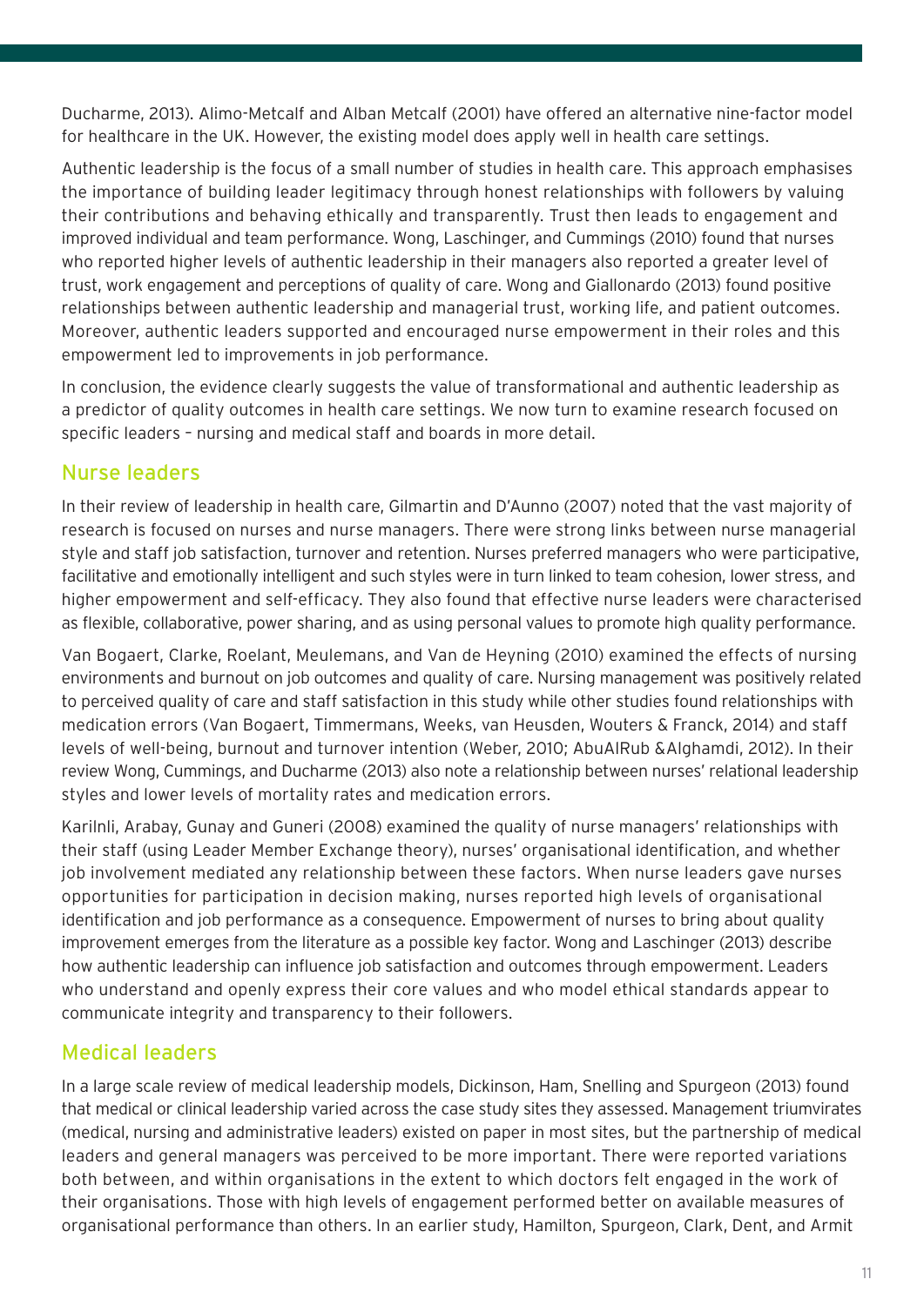Ducharme, 2013). Alimo-Metcalf and Alban Metcalf (2001) have offered an alternative nine-factor model for healthcare in the UK. However, the existing model does apply well in health care settings.

Authentic leadership is the focus of a small number of studies in health care. This approach emphasises the importance of building leader legitimacy through honest relationships with followers by valuing their contributions and behaving ethically and transparently. Trust then leads to engagement and improved individual and team performance. Wong, Laschinger, and Cummings (2010) found that nurses who reported higher levels of authentic leadership in their managers also reported a greater level of trust, work engagement and perceptions of quality of care. Wong and Giallonardo (2013) found positive relationships between authentic leadership and managerial trust, working life, and patient outcomes. Moreover, authentic leaders supported and encouraged nurse empowerment in their roles and this empowerment led to improvements in job performance.

In conclusion, the evidence clearly suggests the value of transformational and authentic leadership as a predictor of quality outcomes in health care settings. We now turn to examine research focused on specific leaders – nursing and medical staff and boards in more detail.

## Nurse leaders

In their review of leadership in health care, Gilmartin and D'Aunno (2007) noted that the vast majority of research is focused on nurses and nurse managers. There were strong links between nurse managerial style and staff job satisfaction, turnover and retention. Nurses preferred managers who were participative, facilitative and emotionally intelligent and such styles were in turn linked to team cohesion, lower stress, and higher empowerment and self-efficacy. They also found that effective nurse leaders were characterised as flexible, collaborative, power sharing, and as using personal values to promote high quality performance.

Van Bogaert, Clarke, Roelant, Meulemans, and Van de Heyning (2010) examined the effects of nursing environments and burnout on job outcomes and quality of care. Nursing management was positively related to perceived quality of care and staff satisfaction in this study while other studies found relationships with medication errors (Van Bogaert, Timmermans, Weeks, van Heusden, Wouters & Franck, 2014) and staff levels of well-being, burnout and turnover intention (Weber, 2010; AbuAlRub &Alghamdi, 2012). In their review Wong, Cummings, and Ducharme (2013) also note a relationship between nurses' relational leadership styles and lower levels of mortality rates and medication errors.

Karilnli, Arabay, Gunay and Guneri (2008) examined the quality of nurse managers' relationships with their staff (using Leader Member Exchange theory), nurses' organisational identification, and whether job involvement mediated any relationship between these factors. When nurse leaders gave nurses opportunities for participation in decision making, nurses reported high levels of organisational identification and job performance as a consequence. Empowerment of nurses to bring about quality improvement emerges from the literature as a possible key factor. Wong and Laschinger (2013) describe how authentic leadership can influence job satisfaction and outcomes through empowerment. Leaders who understand and openly express their core values and who model ethical standards appear to communicate integrity and transparency to their followers.

## Medical leaders

In a large scale review of medical leadership models, Dickinson, Ham, Snelling and Spurgeon (2013) found that medical or clinical leadership varied across the case study sites they assessed. Management triumvirates (medical, nursing and administrative leaders) existed on paper in most sites, but the partnership of medical leaders and general managers was perceived to be more important. There were reported variations both between, and within organisations in the extent to which doctors felt engaged in the work of their organisations. Those with high levels of engagement performed better on available measures of organisational performance than others. In an earlier study, Hamilton, Spurgeon, Clark, Dent, and Armit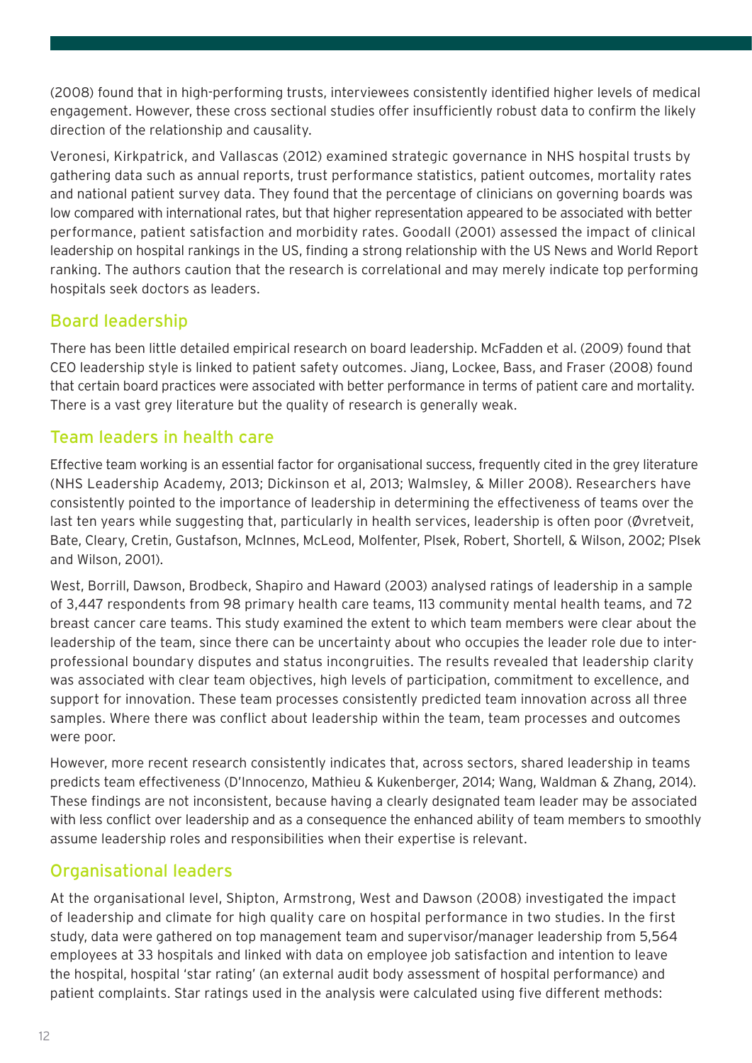(2008) found that in high-performing trusts, interviewees consistently identified higher levels of medical engagement. However, these cross sectional studies offer insufficiently robust data to confirm the likely direction of the relationship and causality.

Veronesi, Kirkpatrick, and Vallascas (2012) examined strategic governance in NHS hospital trusts by gathering data such as annual reports, trust performance statistics, patient outcomes, mortality rates and national patient survey data. They found that the percentage of clinicians on governing boards was low compared with international rates, but that higher representation appeared to be associated with better performance, patient satisfaction and morbidity rates. Goodall (2001) assessed the impact of clinical leadership on hospital rankings in the US, finding a strong relationship with the US News and World Report ranking. The authors caution that the research is correlational and may merely indicate top performing hospitals seek doctors as leaders.

## Board leadership

There has been little detailed empirical research on board leadership. McFadden et al. (2009) found that CEO leadership style is linked to patient safety outcomes. Jiang, Lockee, Bass, and Fraser (2008) found that certain board practices were associated with better performance in terms of patient care and mortality. There is a vast grey literature but the quality of research is generally weak.

## Team leaders in health care

Effective team working is an essential factor for organisational success, frequently cited in the grey literature (NHS Leadership Academy, 2013; Dickinson et al, 2013; Walmsley, & Miller 2008). Researchers have consistently pointed to the importance of leadership in determining the effectiveness of teams over the last ten years while suggesting that, particularly in health services, leadership is often poor (Øvretveit, Bate, Cleary, Cretin, Gustafson, McInnes, McLeod, Molfenter, Plsek, Robert, Shortell, & Wilson, 2002; Plsek and Wilson, 2001).

West, Borrill, Dawson, Brodbeck, Shapiro and Haward (2003) analysed ratings of leadership in a sample of 3,447 respondents from 98 primary health care teams, 113 community mental health teams, and 72 breast cancer care teams. This study examined the extent to which team members were clear about the leadership of the team, since there can be uncertainty about who occupies the leader role due to inter-professional boundary disputes and status incongruities. The results revealed that leadership clarity was associated with clear team objectives, high levels of participation, commitment to excellence, and support for innovation. These team processes consistently predicted team innovation across all three samples. Where there was conflict about leadership within the team, team processes and outcomes were poor.

However, more recent research consistently indicates that, across sectors, shared leadership in teams predicts team effectiveness (D'Innocenzo, Mathieu & Kukenberger, 2014; Wang, Waldman & Zhang, 2014). These findings are not inconsistent, because having a clearly designated team leader may be associated with less conflict over leadership and as a consequence the enhanced ability of team members to smoothly assume leadership roles and responsibilities when their expertise is relevant.

## Organisational leaders

At the organisational level, Shipton, Armstrong, West and Dawson (2008) investigated the impact of leadership and climate for high quality care on hospital performance in two studies. In the first study, data were gathered on top management team and supervisor/manager leadership from 5,564 employees at 33 hospitals and linked with data on employee job satisfaction and intention to leave the hospital, hospital 'star rating' (an external audit body assessment of hospital performance) and patient complaints. Star ratings used in the analysis were calculated using five different methods: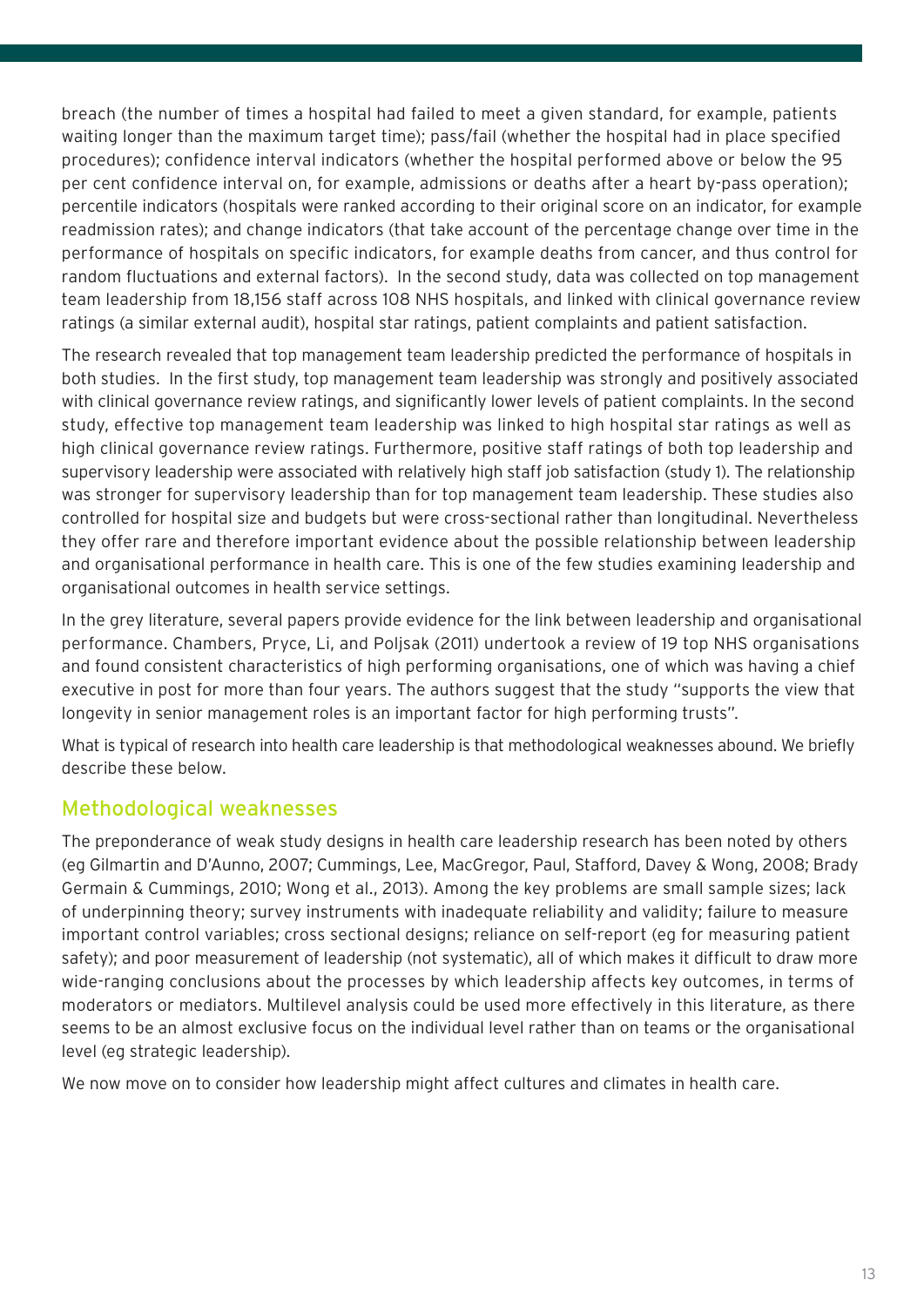breach (the number of times a hospital had failed to meet a given standard, for example, patients waiting longer than the maximum target time); pass/fail (whether the hospital had in place specified procedures); confidence interval indicators (whether the hospital performed above or below the 95 per cent confidence interval on, for example, admissions or deaths after a heart by-pass operation); percentile indicators (hospitals were ranked according to their original score on an indicator, for example readmission rates); and change indicators (that take account of the percentage change over time in the performance of hospitals on specific indicators, for example deaths from cancer, and thus control for random fluctuations and external factors). In the second study, data was collected on top management team leadership from 18,156 staff across 108 NHS hospitals, and linked with clinical governance review ratings (a similar external audit), hospital star ratings, patient complaints and patient satisfaction.

The research revealed that top management team leadership predicted the performance of hospitals in both studies. In the first study, top management team leadership was strongly and positively associated with clinical governance review ratings, and significantly lower levels of patient complaints. In the second study, effective top management team leadership was linked to high hospital star ratings as well as high clinical governance review ratings. Furthermore, positive staff ratings of both top leadership and supervisory leadership were associated with relatively high staff job satisfaction (study 1). The relationship was stronger for supervisory leadership than for top management team leadership. These studies also controlled for hospital size and budgets but were cross-sectional rather than longitudinal. Nevertheless they offer rare and therefore important evidence about the possible relationship between leadership and organisational performance in health care. This is one of the few studies examining leadership and organisational outcomes in health service settings.

In the grey literature, several papers provide evidence for the link between leadership and organisational performance. Chambers, Pryce, Li, and Poljsak (2011) undertook a review of 19 top NHS organisations and found consistent characteristics of high performing organisations, one of which was having a chief executive in post for more than four years. The authors suggest that the study "supports the view that longevity in senior management roles is an important factor for high performing trusts".

What is typical of research into health care leadership is that methodological weaknesses abound. We briefly describe these below.

## Methodological weaknesses

The preponderance of weak study designs in health care leadership research has been noted by others (eg Gilmartin and D'Aunno, 2007; Cummings, Lee, MacGregor, Paul, Stafford, Davey & Wong, 2008; Brady Germain & Cummings, 2010; Wong et al., 2013). Among the key problems are small sample sizes; lack of underpinning theory; survey instruments with inadequate reliability and validity; failure to measure important control variables; cross sectional designs; reliance on self-report (eg for measuring patient safety); and poor measurement of leadership (not systematic), all of which makes it difficult to draw more wide-ranging conclusions about the processes by which leadership affects key outcomes, in terms of moderators or mediators. Multilevel analysis could be used more effectively in this literature, as there seems to be an almost exclusive focus on the individual level rather than on teams or the organisational level (eg strategic leadership).

We now move on to consider how leadership might affect cultures and climates in health care.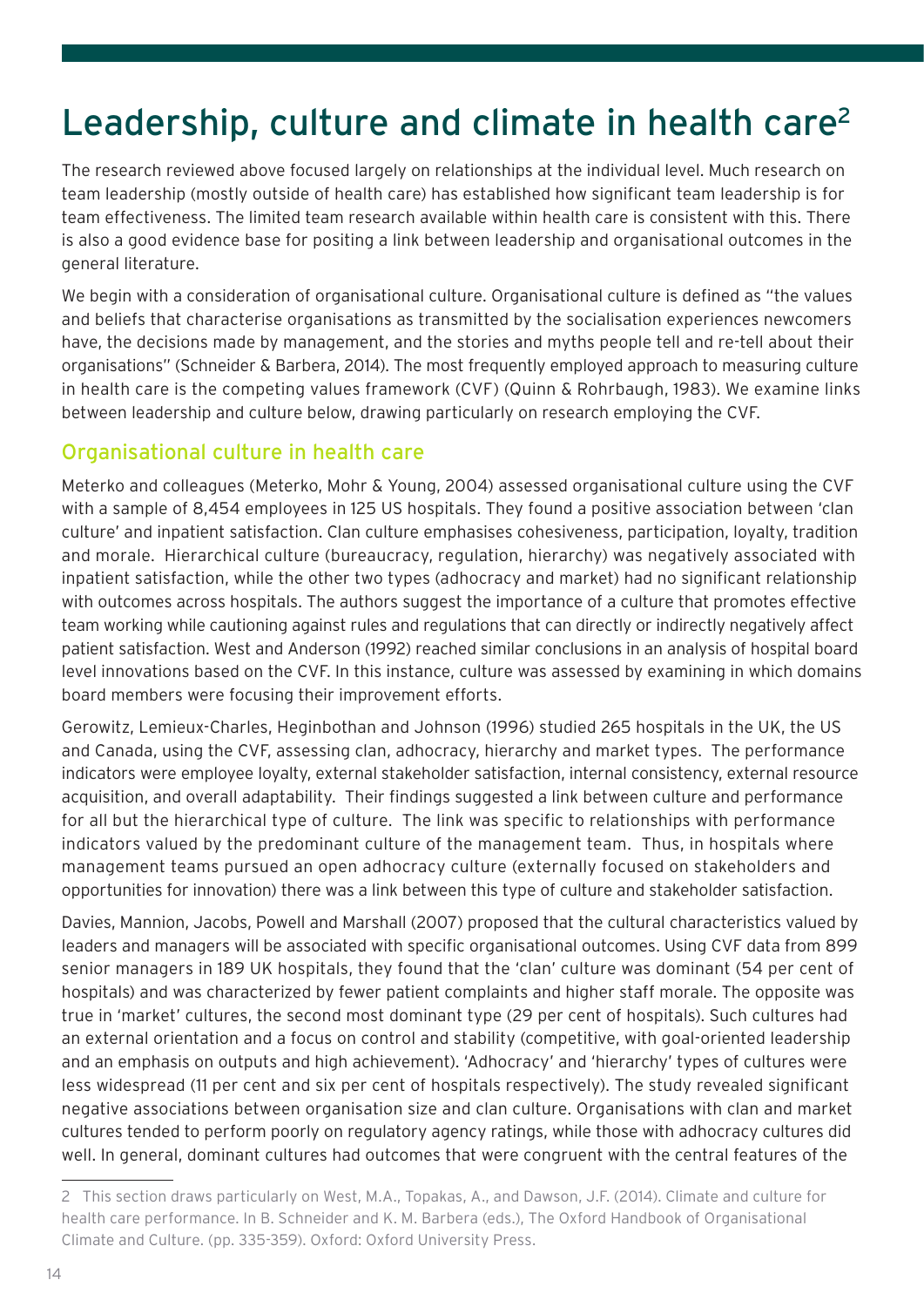# Leadership, culture and climate in health care[2]

The research reviewed above focused largely on relationships at the individual level. Much research on team leadership (mostly outside of health care) has established how significant team leadership is for team effectiveness. The limited team research available within health care is consistent with this. There is also a good evidence base for positing a link between leadership and organisational outcomes in the general literature.

We begin with a consideration of organisational culture. Organisational culture is defined as "the values and beliefs that characterise organisations as transmitted by the socialisation experiences newcomers have, the decisions made by management, and the stories and myths people tell and re-tell about their organisations" (Schneider & Barbera, 2014). The most frequently employed approach to measuring culture in health care is the competing values framework (CVF) (Quinn & Rohrbaugh, 1983). We examine links between leadership and culture below, drawing particularly on research employing the CVF.

## Organisational culture in health care

Meterko and colleagues (Meterko, Mohr & Young, 2004) assessed organisational culture using the CVF with a sample of 8,454 employees in 125 US hospitals. They found a positive association between 'clan culture' and inpatient satisfaction. Clan culture emphasises cohesiveness, participation, loyalty, tradition and morale. Hierarchical culture (bureaucracy, regulation, hierarchy) was negatively associated with inpatient satisfaction, while the other two types (adhocracy and market) had no significant relationship with outcomes across hospitals. The authors suggest the importance of a culture that promotes effective team working while cautioning against rules and regulations that can directly or indirectly negatively affect patient satisfaction. West and Anderson (1992) reached similar conclusions in an analysis of hospital board level innovations based on the CVF. In this instance, culture was assessed by examining in which domains board members were focusing their improvement efforts.

Gerowitz, Lemieux-Charles, Heginbothan and Johnson (1996) studied 265 hospitals in the UK, the US and Canada, using the CVF, assessing clan, adhocracy, hierarchy and market types. The performance indicators were employee loyalty, external stakeholder satisfaction, internal consistency, external resource acquisition, and overall adaptability. Their findings suggested a link between culture and performance for all but the hierarchical type of culture. The link was specific to relationships with performance indicators valued by the predominant culture of the management team. Thus, in hospitals where management teams pursued an open adhocracy culture (externally focused on stakeholders and opportunities for innovation) there was a link between this type of culture and stakeholder satisfaction.

Davies, Mannion, Jacobs, Powell and Marshall (2007) proposed that the cultural characteristics valued by leaders and managers will be associated with specific organisational outcomes. Using CVF data from 899 senior managers in 189 UK hospitals, they found that the 'clan' culture was dominant (54 per cent of hospitals) and was characterized by fewer patient complaints and higher staff morale. The opposite was true in 'market' cultures, the second most dominant type (29 per cent of hospitals). Such cultures had an external orientation and a focus on control and stability (competitive, with goal-oriented leadership and an emphasis on outputs and high achievement). 'Adhocracy' and 'hierarchy' types of cultures were less widespread (11 per cent and six per cent of hospitals respectively). The study revealed significant negative associations between organisation size and clan culture. Organisations with clan and market cultures tended to perform poorly on regulatory agency ratings, while those with adhocracy cultures did well. In general, dominant cultures had outcomes that were congruent with the central features of the

---

2 This section draws particularly on West, M.A., Topakas, A., and Dawson, J.F. (2014). Climate and culture for health care performance. In B. Schneider and K. M. Barbera (eds.), The Oxford Handbook of Organisational Climate and Culture. (pp. 335-359). Oxford: Oxford University Press.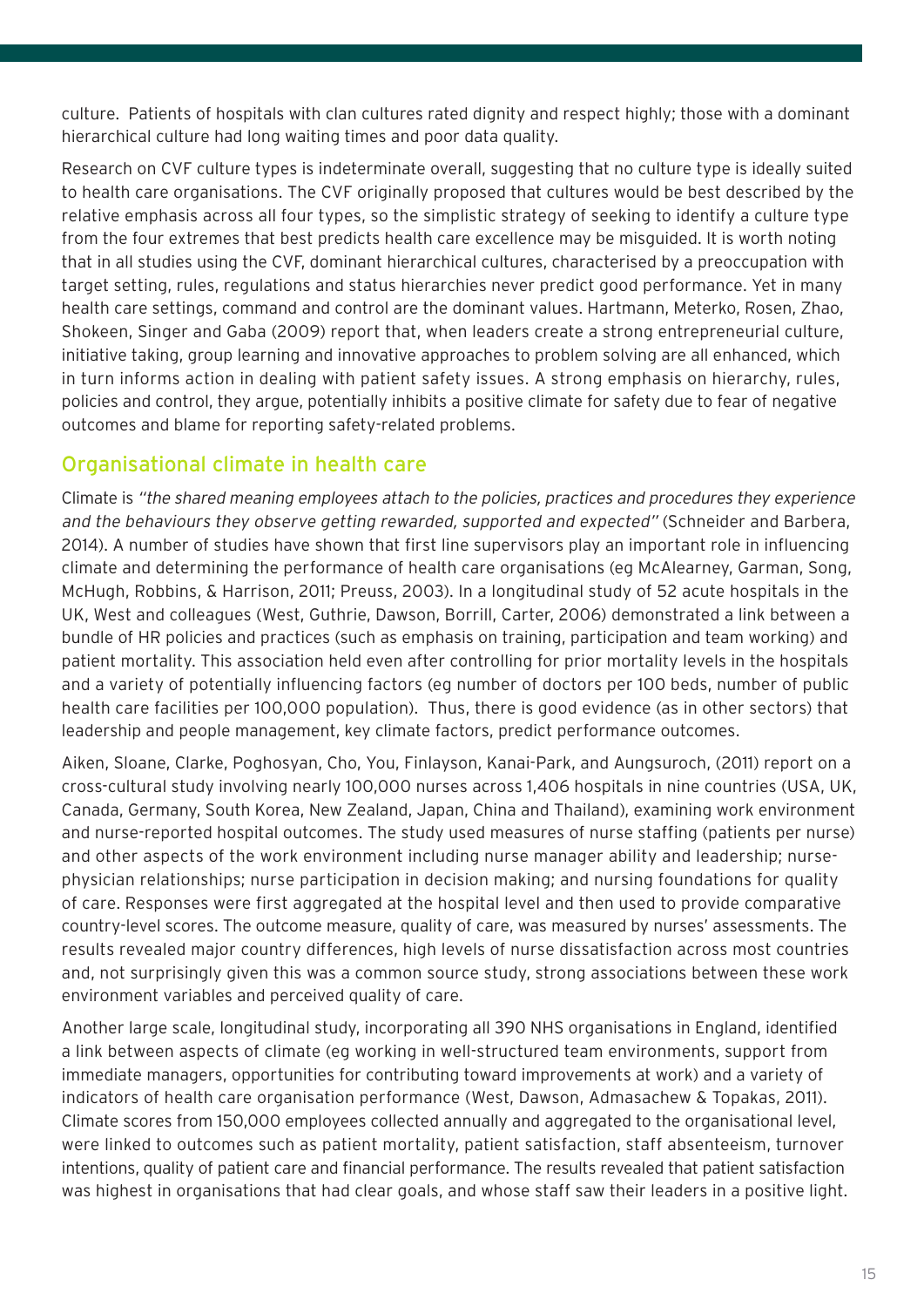culture. Patients of hospitals with clan cultures rated dignity and respect highly; those with a dominant hierarchical culture had long waiting times and poor data quality.

Research on CVF culture types is indeterminate overall, suggesting that no culture type is ideally suited to health care organisations. The CVF originally proposed that cultures would be best described by the relative emphasis across all four types, so the simplistic strategy of seeking to identify a culture type from the four extremes that best predicts health care excellence may be misguided. It is worth noting that in all studies using the CVF, dominant hierarchical cultures, characterised by a preoccupation with target setting, rules, regulations and status hierarchies never predict good performance. Yet in many health care settings, command and control are the dominant values. Hartmann, Meterko, Rosen, Zhao, Shokeen, Singer and Gaba (2009) report that, when leaders create a strong entrepreneurial culture, initiative taking, group learning and innovative approaches to problem solving are all enhanced, which in turn informs action in dealing with patient safety issues. A strong emphasis on hierarchy, rules, policies and control, they argue, potentially inhibits a positive climate for safety due to fear of negative outcomes and blame for reporting safety-related problems.

## Organisational climate in health care

Climate is *"the shared meaning employees attach to the policies, practices and procedures they experience and the behaviours they observe getting rewarded, supported and expected"* (Schneider and Barbera, 2014). A number of studies have shown that first line supervisors play an important role in influencing climate and determining the performance of health care organisations (eg McAlearney, Garman, Song, McHugh, Robbins, & Harrison, 2011; Preuss, 2003). In a longitudinal study of 52 acute hospitals in the UK, West and colleagues (West, Guthrie, Dawson, Borrill, Carter, 2006) demonstrated a link between a bundle of HR policies and practices (such as emphasis on training, participation and team working) and patient mortality. This association held even after controlling for prior mortality levels in the hospitals and a variety of potentially influencing factors (eg number of doctors per 100 beds, number of public health care facilities per 100,000 population). Thus, there is good evidence (as in other sectors) that leadership and people management, key climate factors, predict performance outcomes.

Aiken, Sloane, Clarke, Poghosyan, Cho, You, Finlayson, Kanai-Park, and Aungsuroch, (2011) report on a cross-cultural study involving nearly 100,000 nurses across 1,406 hospitals in nine countries (USA, UK, Canada, Germany, South Korea, New Zealand, Japan, China and Thailand), examining work environment and nurse-reported hospital outcomes. The study used measures of nurse staffing (patients per nurse) and other aspects of the work environment including nurse manager ability and leadership; nurse-physician relationships; nurse participation in decision making; and nursing foundations for quality of care. Responses were first aggregated at the hospital level and then used to provide comparative country-level scores. The outcome measure, quality of care, was measured by nurses' assessments. The results revealed major country differences, high levels of nurse dissatisfaction across most countries and, not surprisingly given this was a common source study, strong associations between these work environment variables and perceived quality of care.

Another large scale, longitudinal study, incorporating all 390 NHS organisations in England, identified a link between aspects of climate (eg working in well-structured team environments, support from immediate managers, opportunities for contributing toward improvements at work) and a variety of indicators of health care organisation performance (West, Dawson, Admasachew & Topakas, 2011). Climate scores from 150,000 employees collected annually and aggregated to the organisational level, were linked to outcomes such as patient mortality, patient satisfaction, staff absenteeism, turnover intentions, quality of patient care and financial performance. The results revealed that patient satisfaction was highest in organisations that had clear goals, and whose staff saw their leaders in a positive light.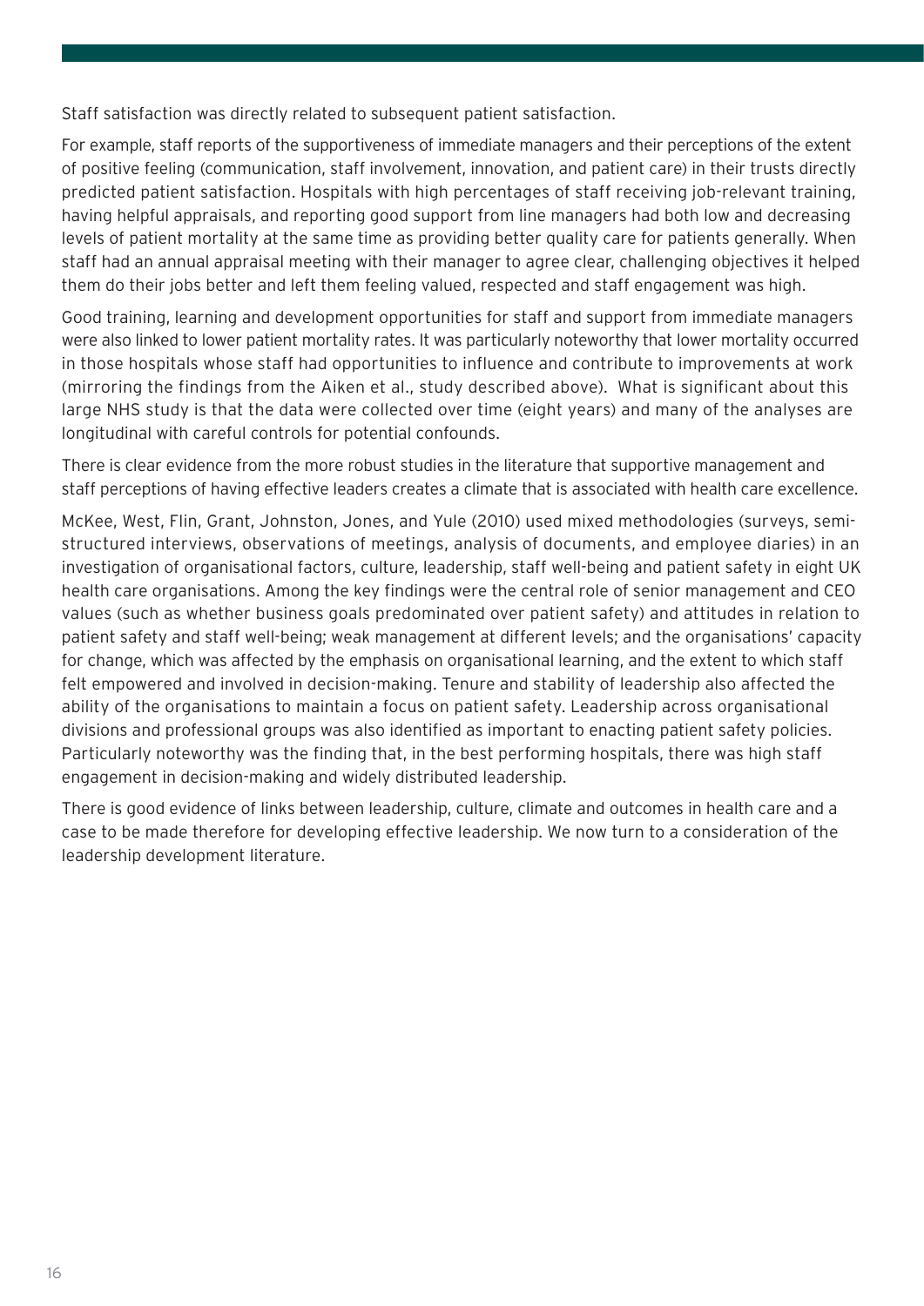Staff satisfaction was directly related to subsequent patient satisfaction.

For example, staff reports of the supportiveness of immediate managers and their perceptions of the extent of positive feeling (communication, staff involvement, innovation, and patient care) in their trusts directly predicted patient satisfaction. Hospitals with high percentages of staff receiving job-relevant training, having helpful appraisals, and reporting good support from line managers had both low and decreasing levels of patient mortality at the same time as providing better quality care for patients generally. When staff had an annual appraisal meeting with their manager to agree clear, challenging objectives it helped them do their jobs better and left them feeling valued, respected and staff engagement was high.

Good training, learning and development opportunities for staff and support from immediate managers were also linked to lower patient mortality rates. It was particularly noteworthy that lower mortality occurred in those hospitals whose staff had opportunities to influence and contribute to improvements at work (mirroring the findings from the Aiken et al., study described above). What is significant about this large NHS study is that the data were collected over time (eight years) and many of the analyses are longitudinal with careful controls for potential confounds.

There is clear evidence from the more robust studies in the literature that supportive management and staff perceptions of having effective leaders creates a climate that is associated with health care excellence.

McKee, West, Flin, Grant, Johnston, Jones, and Yule (2010) used mixed methodologies (surveys, semi-structured interviews, observations of meetings, analysis of documents, and employee diaries) in an investigation of organisational factors, culture, leadership, staff well-being and patient safety in eight UK health care organisations. Among the key findings were the central role of senior management and CEO values (such as whether business goals predominated over patient safety) and attitudes in relation to patient safety and staff well-being; weak management at different levels; and the organisations' capacity for change, which was affected by the emphasis on organisational learning, and the extent to which staff felt empowered and involved in decision-making. Tenure and stability of leadership also affected the ability of the organisations to maintain a focus on patient safety. Leadership across organisational divisions and professional groups was also identified as important to enacting patient safety policies. Particularly noteworthy was the finding that, in the best performing hospitals, there was high staff engagement in decision-making and widely distributed leadership.

There is good evidence of links between leadership, culture, climate and outcomes in health care and a case to be made therefore for developing effective leadership. We now turn to a consideration of the leadership development literature.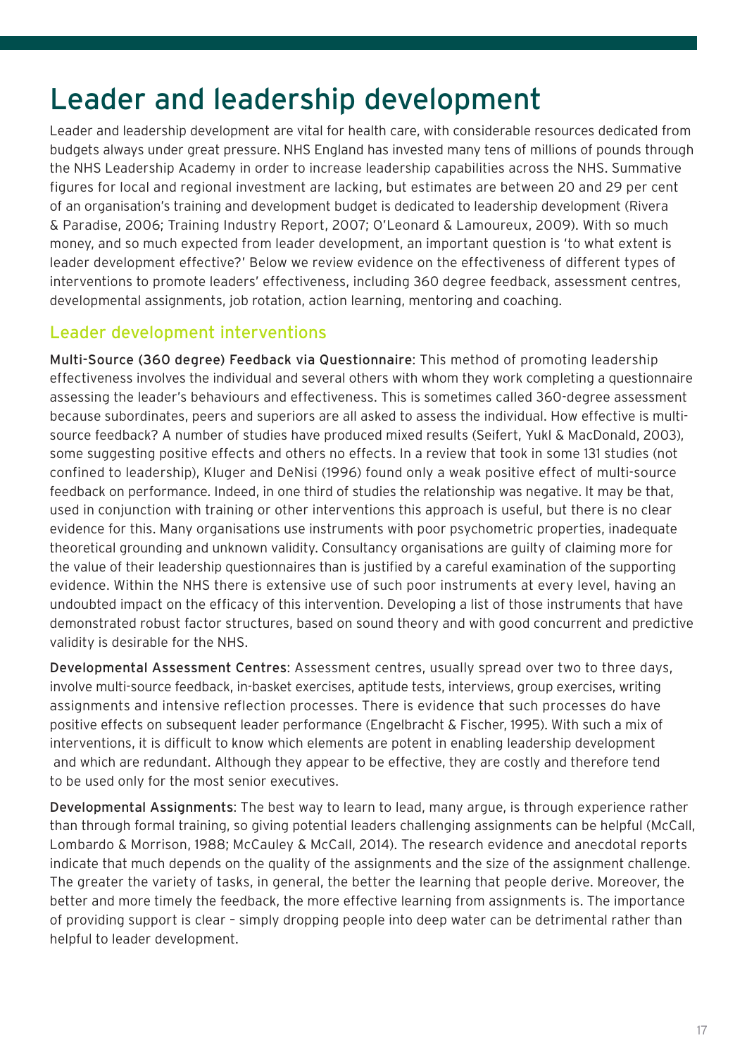# Leader and leadership development

Leader and leadership development are vital for health care, with considerable resources dedicated from budgets always under great pressure. NHS England has invested many tens of millions of pounds through the NHS Leadership Academy in order to increase leadership capabilities across the NHS. Summative figures for local and regional investment are lacking, but estimates are between 20 and 29 per cent of an organisation's training and development budget is dedicated to leadership development (Rivera & Paradise, 2006; Training Industry Report, 2007; O'Leonard & Lamoureux, 2009). With so much money, and so much expected from leader development, an important question is 'to what extent is leader development effective?' Below we review evidence on the effectiveness of different types of interventions to promote leaders' effectiveness, including 360 degree feedback, assessment centres, developmental assignments, job rotation, action learning, mentoring and coaching.

## Leader development interventions

**Multi-Source (360 degree) Feedback via Questionnaire**: This method of promoting leadership effectiveness involves the individual and several others with whom they work completing a questionnaire assessing the leader's behaviours and effectiveness. This is sometimes called 360-degree assessment because subordinates, peers and superiors are all asked to assess the individual. How effective is multi-source feedback? A number of studies have produced mixed results (Seifert, Yukl & MacDonald, 2003), some suggesting positive effects and others no effects. In a review that took in some 131 studies (not confined to leadership), Kluger and DeNisi (1996) found only a weak positive effect of multi-source feedback on performance. Indeed, in one third of studies the relationship was negative. It may be that, used in conjunction with training or other interventions this approach is useful, but there is no clear evidence for this. Many organisations use instruments with poor psychometric properties, inadequate theoretical grounding and unknown validity. Consultancy organisations are guilty of claiming more for the value of their leadership questionnaires than is justified by a careful examination of the supporting evidence. Within the NHS there is extensive use of such poor instruments at every level, having an undoubted impact on the efficacy of this intervention. Developing a list of those instruments that have demonstrated robust factor structures, based on sound theory and with good concurrent and predictive validity is desirable for the NHS.

**Developmental Assessment Centres**: Assessment centres, usually spread over two to three days, involve multi-source feedback, in-basket exercises, aptitude tests, interviews, group exercises, writing assignments and intensive reflection processes. There is evidence that such processes do have positive effects on subsequent leader performance (Engelbracht & Fischer, 1995). With such a mix of interventions, it is difficult to know which elements are potent in enabling leadership development and which are redundant. Although they appear to be effective, they are costly and therefore tend to be used only for the most senior executives.

**Developmental Assignments**: The best way to learn to lead, many argue, is through experience rather than through formal training, so giving potential leaders challenging assignments can be helpful (McCall, Lombardo & Morrison, 1988; McCauley & McCall, 2014). The research evidence and anecdotal reports indicate that much depends on the quality of the assignments and the size of the assignment challenge. The greater the variety of tasks, in general, the better the learning that people derive. Moreover, the better and more timely the feedback, the more effective learning from assignments is. The importance of providing support is clear – simply dropping people into deep water can be detrimental rather than helpful to leader development.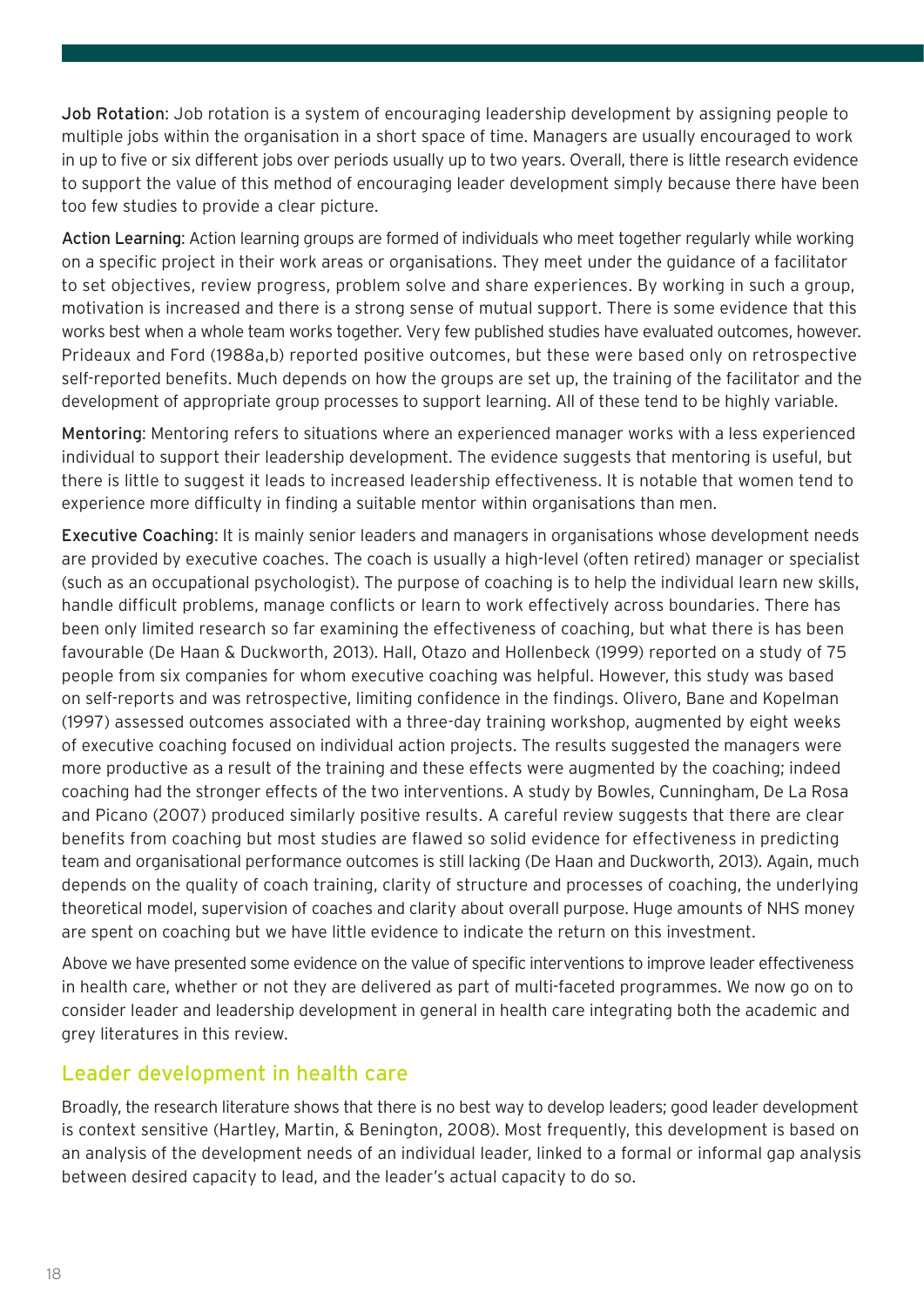**Job Rotation**: Job rotation is a system of encouraging leadership development by assigning people to multiple jobs within the organisation in a short space of time. Managers are usually encouraged to work in up to five or six different jobs over periods usually up to two years. Overall, there is little research evidence to support the value of this method of encouraging leader development simply because there have been too few studies to provide a clear picture.

**Action Learning**: Action learning groups are formed of individuals who meet together regularly while working on a specific project in their work areas or organisations. They meet under the guidance of a facilitator to set objectives, review progress, problem solve and share experiences. By working in such a group, motivation is increased and there is a strong sense of mutual support. There is some evidence that this works best when a whole team works together. Very few published studies have evaluated outcomes, however. Prideaux and Ford (1988a,b) reported positive outcomes, but these were based only on retrospective self-reported benefits. Much depends on how the groups are set up, the training of the facilitator and the development of appropriate group processes to support learning. All of these tend to be highly variable.

**Mentoring**: Mentoring refers to situations where an experienced manager works with a less experienced individual to support their leadership development. The evidence suggests that mentoring is useful, but there is little to suggest it leads to increased leadership effectiveness. It is notable that women tend to experience more difficulty in finding a suitable mentor within organisations than men.

**Executive Coaching**: It is mainly senior leaders and managers in organisations whose development needs are provided by executive coaches. The coach is usually a high-level (often retired) manager or specialist (such as an occupational psychologist). The purpose of coaching is to help the individual learn new skills, handle difficult problems, manage conflicts or learn to work effectively across boundaries. There has been only limited research so far examining the effectiveness of coaching, but what there is has been favourable (De Haan & Duckworth, 2013). Hall, Otazo and Hollenbeck (1999) reported on a study of 75 people from six companies for whom executive coaching was helpful. However, this study was based on self-reports and was retrospective, limiting confidence in the findings. Olivero, Bane and Kopelman (1997) assessed outcomes associated with a three-day training workshop, augmented by eight weeks of executive coaching focused on individual action projects. The results suggested the managers were more productive as a result of the training and these effects were augmented by the coaching; indeed coaching had the stronger effects of the two interventions. A study by Bowles, Cunningham, De La Rosa and Picano (2007) produced similarly positive results. A careful review suggests that there are clear benefits from coaching but most studies are flawed so solid evidence for effectiveness in predicting team and organisational performance outcomes is still lacking (De Haan and Duckworth, 2013). Again, much depends on the quality of coach training, clarity of structure and processes of coaching, the underlying theoretical model, supervision of coaches and clarity about overall purpose. Huge amounts of NHS money are spent on coaching but we have little evidence to indicate the return on this investment.

Above we have presented some evidence on the value of specific interventions to improve leader effectiveness in health care, whether or not they are delivered as part of multi-faceted programmes. We now go on to consider leader and leadership development in general in health care integrating both the academic and grey literatures in this review.

## Leader development in health care

Broadly, the research literature shows that there is no best way to develop leaders; good leader development is context sensitive (Hartley, Martin, & Benington, 2008). Most frequently, this development is based on an analysis of the development needs of an individual leader, linked to a formal or informal gap analysis between desired capacity to lead, and the leader's actual capacity to do so.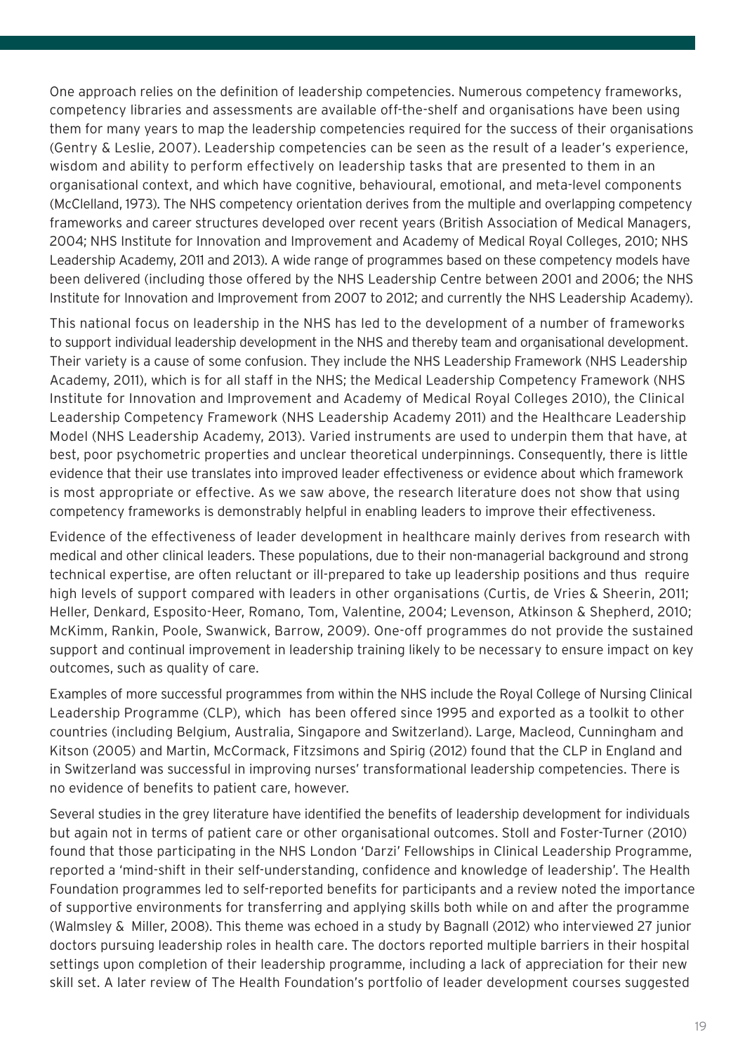One approach relies on the definition of leadership competencies. Numerous competency frameworks, competency libraries and assessments are available off-the-shelf and organisations have been using them for many years to map the leadership competencies required for the success of their organisations (Gentry & Leslie, 2007). Leadership competencies can be seen as the result of a leader's experience, wisdom and ability to perform effectively on leadership tasks that are presented to them in an organisational context, and which have cognitive, behavioural, emotional, and meta-level components (McClelland, 1973). The NHS competency orientation derives from the multiple and overlapping competency frameworks and career structures developed over recent years (British Association of Medical Managers, 2004; NHS Institute for Innovation and Improvement and Academy of Medical Royal Colleges, 2010; NHS Leadership Academy, 2011 and 2013). A wide range of programmes based on these competency models have been delivered (including those offered by the NHS Leadership Centre between 2001 and 2006; the NHS Institute for Innovation and Improvement from 2007 to 2012; and currently the NHS Leadership Academy).

This national focus on leadership in the NHS has led to the development of a number of frameworks to support individual leadership development in the NHS and thereby team and organisational development. Their variety is a cause of some confusion. They include the NHS Leadership Framework (NHS Leadership Academy, 2011), which is for all staff in the NHS; the Medical Leadership Competency Framework (NHS Institute for Innovation and Improvement and Academy of Medical Royal Colleges 2010), the Clinical Leadership Competency Framework (NHS Leadership Academy 2011) and the Healthcare Leadership Model (NHS Leadership Academy, 2013). Varied instruments are used to underpin them that have, at best, poor psychometric properties and unclear theoretical underpinnings. Consequently, there is little evidence that their use translates into improved leader effectiveness or evidence about which framework is most appropriate or effective. As we saw above, the research literature does not show that using competency frameworks is demonstrably helpful in enabling leaders to improve their effectiveness.

Evidence of the effectiveness of leader development in healthcare mainly derives from research with medical and other clinical leaders. These populations, due to their non-managerial background and strong technical expertise, are often reluctant or ill-prepared to take up leadership positions and thus require high levels of support compared with leaders in other organisations (Curtis, de Vries & Sheerin, 2011; Heller, Denkard, Esposito-Heer, Romano, Tom, Valentine, 2004; Levenson, Atkinson & Shepherd, 2010; McKimm, Rankin, Poole, Swanwick, Barrow, 2009). One-off programmes do not provide the sustained support and continual improvement in leadership training likely to be necessary to ensure impact on key outcomes, such as quality of care.

Examples of more successful programmes from within the NHS include the Royal College of Nursing Clinical Leadership Programme (CLP), which has been offered since 1995 and exported as a toolkit to other countries (including Belgium, Australia, Singapore and Switzerland). Large, Macleod, Cunningham and Kitson (2005) and Martin, McCormack, Fitzsimons and Spirig (2012) found that the CLP in England and in Switzerland was successful in improving nurses' transformational leadership competencies. There is no evidence of benefits to patient care, however.

Several studies in the grey literature have identified the benefits of leadership development for individuals but again not in terms of patient care or other organisational outcomes. Stoll and Foster-Turner (2010) found that those participating in the NHS London 'Darzi' Fellowships in Clinical Leadership Programme, reported a 'mind-shift in their self-understanding, confidence and knowledge of leadership'. The Health Foundation programmes led to self-reported benefits for participants and a review noted the importance of supportive environments for transferring and applying skills both while on and after the programme (Walmsley & Miller, 2008). This theme was echoed in a study by Bagnall (2012) who interviewed 27 junior doctors pursuing leadership roles in health care. The doctors reported multiple barriers in their hospital settings upon completion of their leadership programme, including a lack of appreciation for their new skill set. A later review of The Health Foundation's portfolio of leader development courses suggested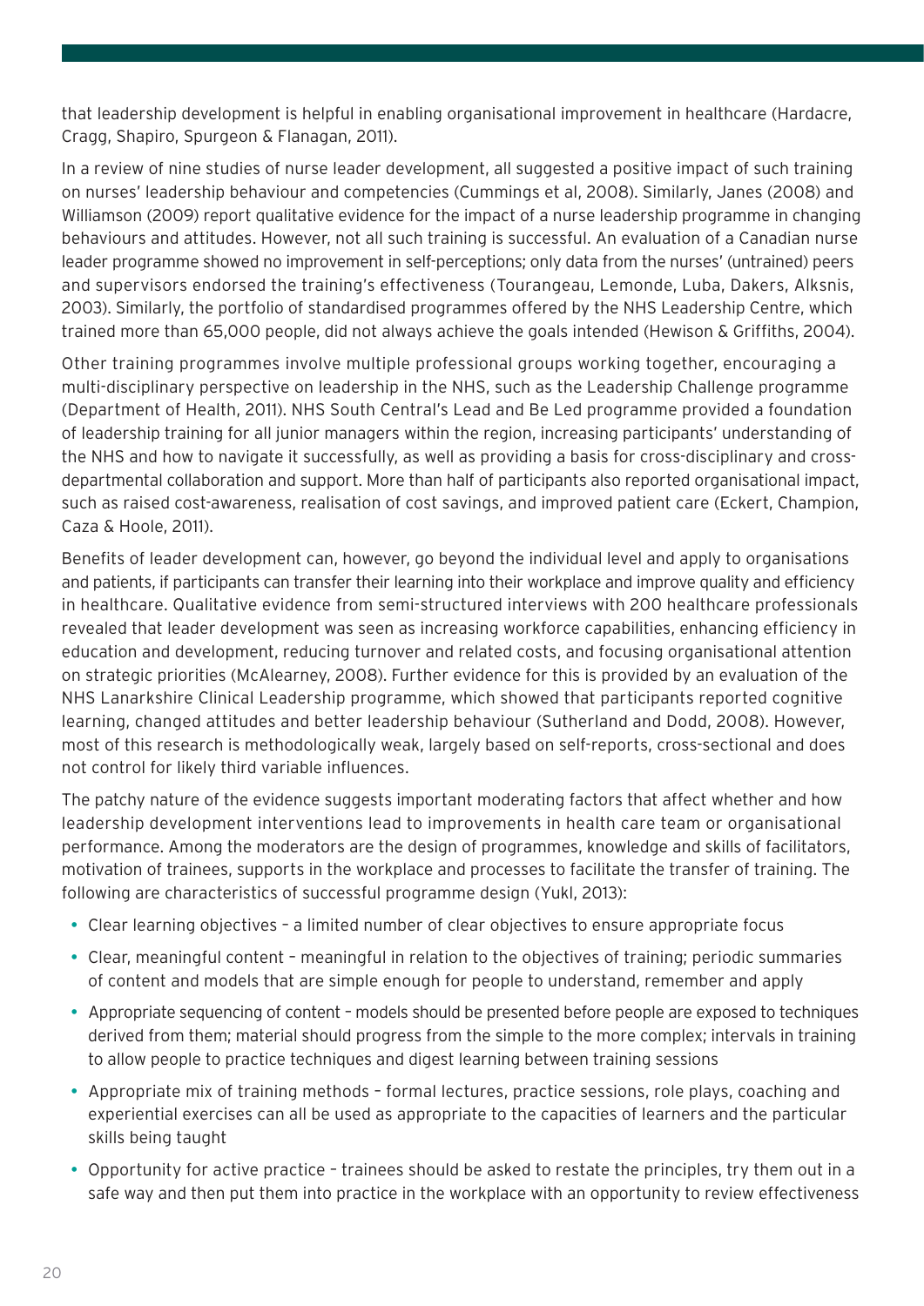that leadership development is helpful in enabling organisational improvement in healthcare (Hardacre, Cragg, Shapiro, Spurgeon & Flanagan, 2011).

In a review of nine studies of nurse leader development, all suggested a positive impact of such training on nurses' leadership behaviour and competencies (Cummings et al, 2008). Similarly, Janes (2008) and Williamson (2009) report qualitative evidence for the impact of a nurse leadership programme in changing behaviours and attitudes. However, not all such training is successful. An evaluation of a Canadian nurse leader programme showed no improvement in self-perceptions; only data from the nurses' (untrained) peers and supervisors endorsed the training's effectiveness (Tourangeau, Lemonde, Luba, Dakers, Alksnis, 2003). Similarly, the portfolio of standardised programmes offered by the NHS Leadership Centre, which trained more than 65,000 people, did not always achieve the goals intended (Hewison & Griffiths, 2004).

Other training programmes involve multiple professional groups working together, encouraging a multi-disciplinary perspective on leadership in the NHS, such as the Leadership Challenge programme (Department of Health, 2011). NHS South Central's Lead and Be Led programme provided a foundation of leadership training for all junior managers within the region, increasing participants' understanding of the NHS and how to navigate it successfully, as well as providing a basis for cross-disciplinary and cross-departmental collaboration and support. More than half of participants also reported organisational impact, such as raised cost-awareness, realisation of cost savings, and improved patient care (Eckert, Champion, Caza & Hoole, 2011).

Benefits of leader development can, however, go beyond the individual level and apply to organisations and patients, if participants can transfer their learning into their workplace and improve quality and efficiency in healthcare. Qualitative evidence from semi-structured interviews with 200 healthcare professionals revealed that leader development was seen as increasing workforce capabilities, enhancing efficiency in education and development, reducing turnover and related costs, and focusing organisational attention on strategic priorities (McAlearney, 2008). Further evidence for this is provided by an evaluation of the NHS Lanarkshire Clinical Leadership programme, which showed that participants reported cognitive learning, changed attitudes and better leadership behaviour (Sutherland and Dodd, 2008). However, most of this research is methodologically weak, largely based on self-reports, cross-sectional and does not control for likely third variable influences.

The patchy nature of the evidence suggests important moderating factors that affect whether and how leadership development interventions lead to improvements in health care team or organisational performance. Among the moderators are the design of programmes, knowledge and skills of facilitators, motivation of trainees, supports in the workplace and processes to facilitate the transfer of training. The following are characteristics of successful programme design (Yukl, 2013):

- Clear learning objectives – a limited number of clear objectives to ensure appropriate focus
- Clear, meaningful content – meaningful in relation to the objectives of training; periodic summaries of content and models that are simple enough for people to understand, remember and apply
- Appropriate sequencing of content – models should be presented before people are exposed to techniques derived from them; material should progress from the simple to the more complex; intervals in training to allow people to practice techniques and digest learning between training sessions
- Appropriate mix of training methods – formal lectures, practice sessions, role plays, coaching and experiential exercises can all be used as appropriate to the capacities of learners and the particular skills being taught
- Opportunity for active practice – trainees should be asked to restate the principles, try them out in a safe way and then put them into practice in the workplace with an opportunity to review effectiveness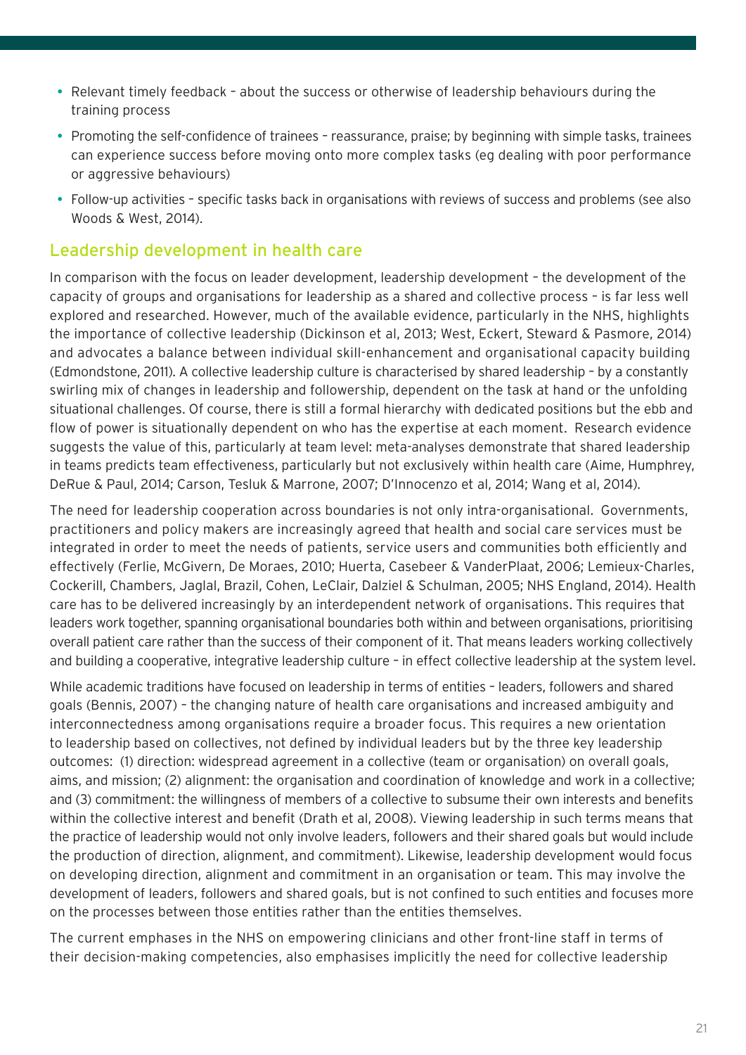- Relevant timely feedback – about the success or otherwise of leadership behaviours during the training process
- Promoting the self-confidence of trainees – reassurance, praise; by beginning with simple tasks, trainees can experience success before moving onto more complex tasks (eg dealing with poor performance or aggressive behaviours)
- Follow-up activities – specific tasks back in organisations with reviews of success and problems (see also Woods & West, 2014).

## Leadership development in health care

In comparison with the focus on leader development, leadership development – the development of the capacity of groups and organisations for leadership as a shared and collective process – is far less well explored and researched. However, much of the available evidence, particularly in the NHS, highlights the importance of collective leadership (Dickinson et al, 2013; West, Eckert, Steward & Pasmore, 2014) and advocates a balance between individual skill-enhancement and organisational capacity building (Edmondstone, 2011). A collective leadership culture is characterised by shared leadership – by a constantly swirling mix of changes in leadership and followership, dependent on the task at hand or the unfolding situational challenges. Of course, there is still a formal hierarchy with dedicated positions but the ebb and flow of power is situationally dependent on who has the expertise at each moment. Research evidence suggests the value of this, particularly at team level: meta-analyses demonstrate that shared leadership in teams predicts team effectiveness, particularly but not exclusively within health care (Aime, Humphrey, DeRue & Paul, 2014; Carson, Tesluk & Marrone, 2007; D'Innocenzo et al, 2014; Wang et al, 2014).

The need for leadership cooperation across boundaries is not only intra-organisational. Governments, practitioners and policy makers are increasingly agreed that health and social care services must be integrated in order to meet the needs of patients, service users and communities both efficiently and effectively (Ferlie, McGivern, De Moraes, 2010; Huerta, Casebeer & VanderPlaat, 2006; Lemieux-Charles, Cockerill, Chambers, Jaglal, Brazil, Cohen, LeClair, Dalziel & Schulman, 2005; NHS England, 2014). Health care has to be delivered increasingly by an interdependent network of organisations. This requires that leaders work together, spanning organisational boundaries both within and between organisations, prioritising overall patient care rather than the success of their component of it. That means leaders working collectively and building a cooperative, integrative leadership culture – in effect collective leadership at the system level.

While academic traditions have focused on leadership in terms of entities – leaders, followers and shared goals (Bennis, 2007) – the changing nature of health care organisations and increased ambiguity and interconnectedness among organisations require a broader focus. This requires a new orientation to leadership based on collectives, not defined by individual leaders but by the three key leadership outcomes: (1) direction: widespread agreement in a collective (team or organisation) on overall goals, aims, and mission; (2) alignment: the organisation and coordination of knowledge and work in a collective; and (3) commitment: the willingness of members of a collective to subsume their own interests and benefits within the collective interest and benefit (Drath et al, 2008). Viewing leadership in such terms means that the practice of leadership would not only involve leaders, followers and their shared goals but would include the production of direction, alignment, and commitment). Likewise, leadership development would focus on developing direction, alignment and commitment in an organisation or team. This may involve the development of leaders, followers and shared goals, but is not confined to such entities and focuses more on the processes between those entities rather than the entities themselves.

The current emphases in the NHS on empowering clinicians and other front-line staff in terms of their decision-making competencies, also emphasises implicitly the need for collective leadership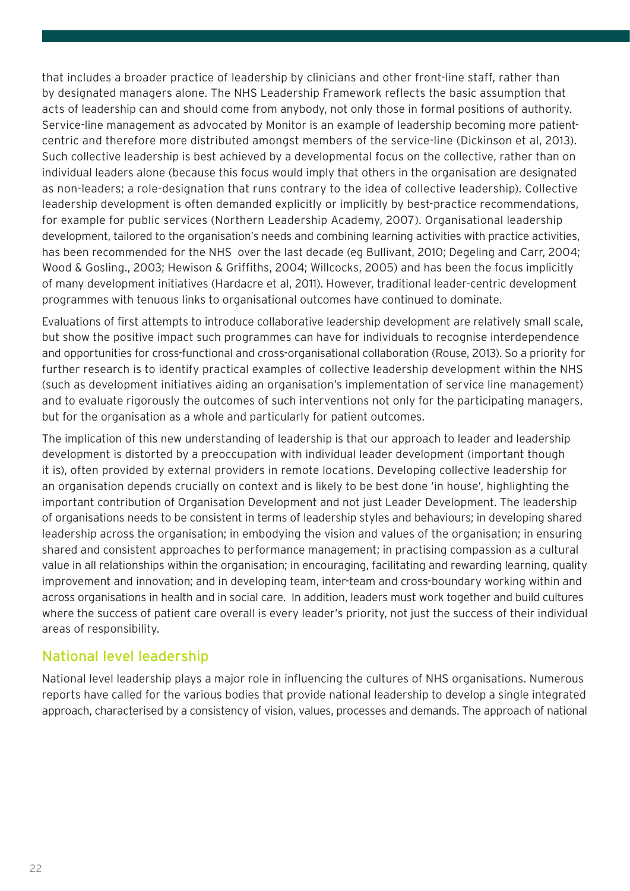that includes a broader practice of leadership by clinicians and other front-line staff, rather than by designated managers alone. The NHS Leadership Framework reflects the basic assumption that acts of leadership can and should come from anybody, not only those in formal positions of authority. Service-line management as advocated by Monitor is an example of leadership becoming more patient-centric and therefore more distributed amongst members of the service-line (Dickinson et al, 2013). Such collective leadership is best achieved by a developmental focus on the collective, rather than on individual leaders alone (because this focus would imply that others in the organisation are designated as non-leaders; a role-designation that runs contrary to the idea of collective leadership). Collective leadership development is often demanded explicitly or implicitly by best-practice recommendations, for example for public services (Northern Leadership Academy, 2007). Organisational leadership development, tailored to the organisation's needs and combining learning activities with practice activities, has been recommended for the NHS over the last decade (eg Bullivant, 2010; Degeling and Carr, 2004; Wood & Gosling., 2003; Hewison & Griffiths, 2004; Willcocks, 2005) and has been the focus implicitly of many development initiatives (Hardacre et al, 2011). However, traditional leader-centric development programmes with tenuous links to organisational outcomes have continued to dominate.

Evaluations of first attempts to introduce collaborative leadership development are relatively small scale, but show the positive impact such programmes can have for individuals to recognise interdependence and opportunities for cross-functional and cross-organisational collaboration (Rouse, 2013). So a priority for further research is to identify practical examples of collective leadership development within the NHS (such as development initiatives aiding an organisation's implementation of service line management) and to evaluate rigorously the outcomes of such interventions not only for the participating managers, but for the organisation as a whole and particularly for patient outcomes.

The implication of this new understanding of leadership is that our approach to leader and leadership development is distorted by a preoccupation with individual leader development (important though it is), often provided by external providers in remote locations. Developing collective leadership for an organisation depends crucially on context and is likely to be best done 'in house', highlighting the important contribution of Organisation Development and not just Leader Development. The leadership of organisations needs to be consistent in terms of leadership styles and behaviours; in developing shared leadership across the organisation; in embodying the vision and values of the organisation; in ensuring shared and consistent approaches to performance management; in practising compassion as a cultural value in all relationships within the organisation; in encouraging, facilitating and rewarding learning, quality improvement and innovation; and in developing team, inter-team and cross-boundary working within and across organisations in health and in social care. In addition, leaders must work together and build cultures where the success of patient care overall is every leader's priority, not just the success of their individual areas of responsibility.

## National level leadership

National level leadership plays a major role in influencing the cultures of NHS organisations. Numerous reports have called for the various bodies that provide national leadership to develop a single integrated approach, characterised by a consistency of vision, values, processes and demands. The approach of national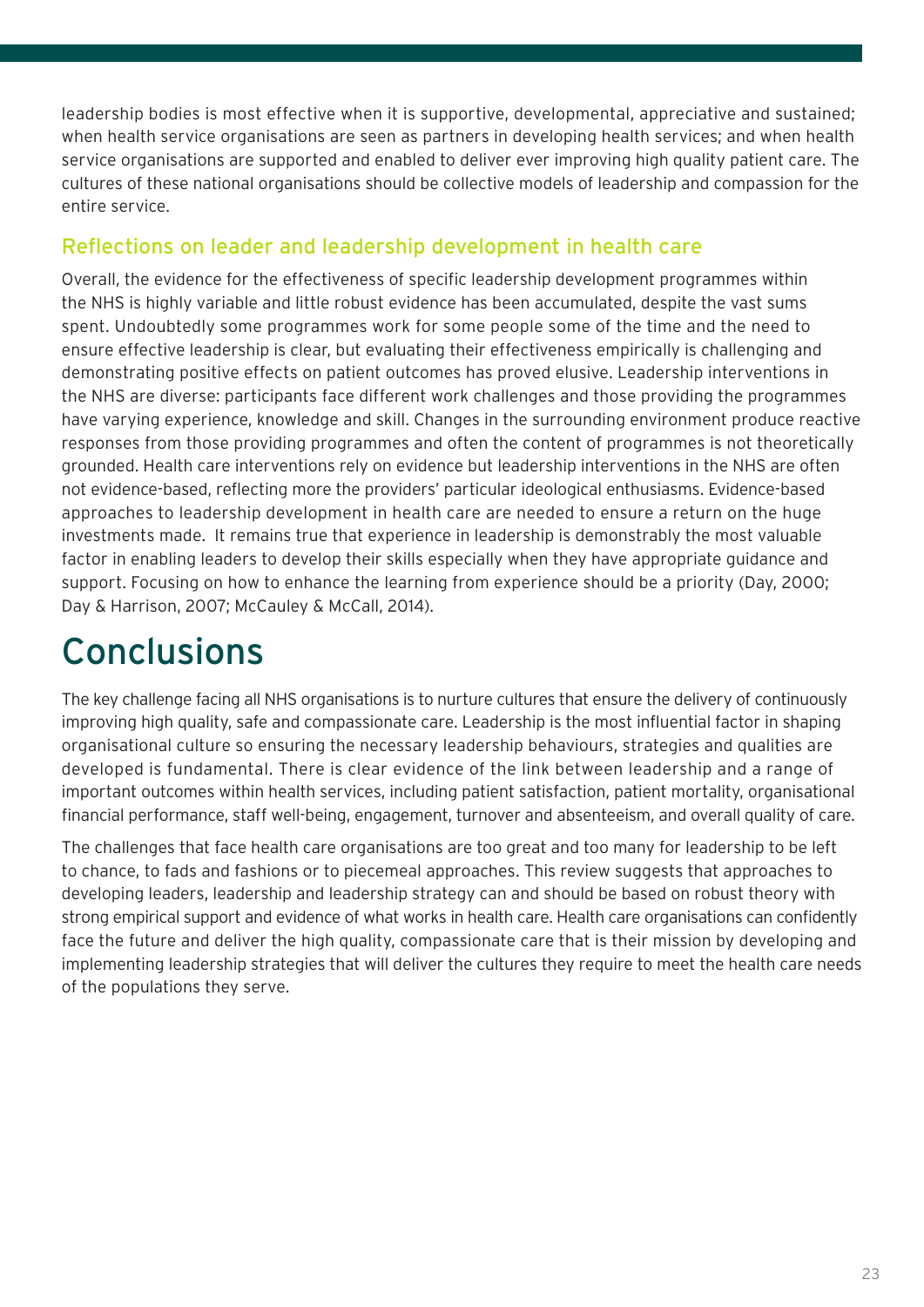leadership bodies is most effective when it is supportive, developmental, appreciative and sustained; when health service organisations are seen as partners in developing health services; and when health service organisations are supported and enabled to deliver ever improving high quality patient care. The cultures of these national organisations should be collective models of leadership and compassion for the entire service.

### Reflections on leader and leadership development in health care

Overall, the evidence for the effectiveness of specific leadership development programmes within the NHS is highly variable and little robust evidence has been accumulated, despite the vast sums spent. Undoubtedly some programmes work for some people some of the time and the need to ensure effective leadership is clear, but evaluating their effectiveness empirically is challenging and demonstrating positive effects on patient outcomes has proved elusive. Leadership interventions in the NHS are diverse: participants face different work challenges and those providing the programmes have varying experience, knowledge and skill. Changes in the surrounding environment produce reactive responses from those providing programmes and often the content of programmes is not theoretically grounded. Health care interventions rely on evidence but leadership interventions in the NHS are often not evidence-based, reflecting more the providers' particular ideological enthusiasms. Evidence-based approaches to leadership development in health care are needed to ensure a return on the huge investments made. It remains true that experience in leadership is demonstrably the most valuable factor in enabling leaders to develop their skills especially when they have appropriate guidance and support. Focusing on how to enhance the learning from experience should be a priority (Day, 2000; Day & Harrison, 2007; McCauley & McCall, 2014).

# Conclusions

The key challenge facing all NHS organisations is to nurture cultures that ensure the delivery of continuously improving high quality, safe and compassionate care. Leadership is the most influential factor in shaping organisational culture so ensuring the necessary leadership behaviours, strategies and qualities are developed is fundamental. There is clear evidence of the link between leadership and a range of important outcomes within health services, including patient satisfaction, patient mortality, organisational financial performance, staff well-being, engagement, turnover and absenteeism, and overall quality of care.

The challenges that face health care organisations are too great and too many for leadership to be left to chance, to fads and fashions or to piecemeal approaches. This review suggests that approaches to developing leaders, leadership and leadership strategy can and should be based on robust theory with strong empirical support and evidence of what works in health care. Health care organisations can confidently face the future and deliver the high quality, compassionate care that is their mission by developing and implementing leadership strategies that will deliver the cultures they require to meet the health care needs of the populations they serve.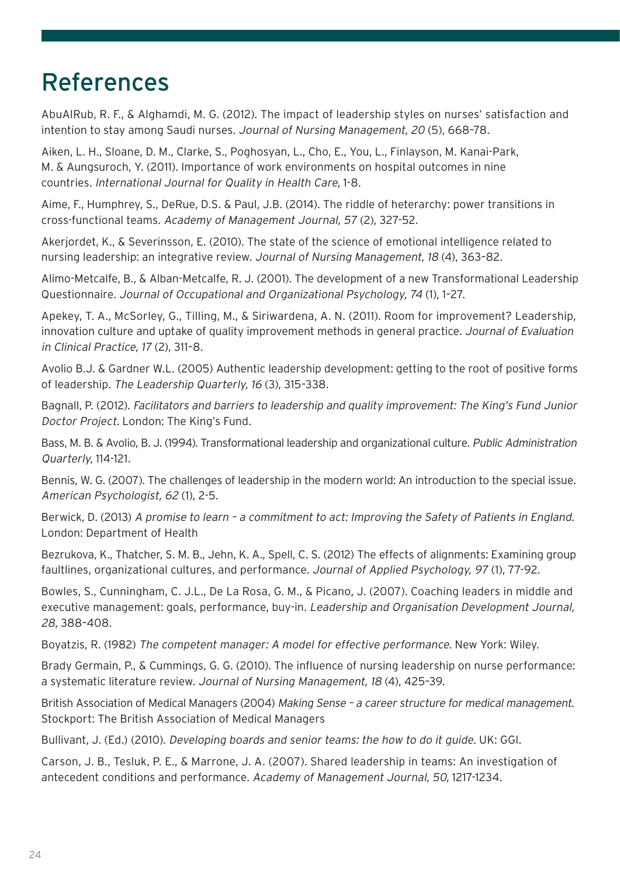# References

AbuAlRub, R. F., & Alghamdi, M. G. (2012). The impact of leadership styles on nurses' satisfaction and intention to stay among Saudi nurses. *Journal of Nursing Management, 20* (5), 668–78.

Aiken, L. H., Sloane, D. M., Clarke, S., Poghosyan, L., Cho, E., You, L., Finlayson, M. Kanai-Park, M. & Aungsuroch, Y. (2011). Importance of work environments on hospital outcomes in nine countries. *International Journal for Quality in Health Care*, 1-8.

Aime, F., Humphrey, S., DeRue, D.S. & Paul, J.B. (2014). The riddle of heterarchy: power transitions in cross-functional teams. *Academy of Management Journal, 57* (2), 327-52.

Akerjordet, K., & Severinsson, E. (2010). The state of the science of emotional intelligence related to nursing leadership: an integrative review. *Journal of Nursing Management, 18* (4), 363–82.

Alimo-Metcalfe, B., & Alban-Metcalfe, R. J. (2001). The development of a new Transformational Leadership Questionnaire. *Journal of Occupational and Organizational Psychology, 74* (1), 1–27.

Apekey, T. A., McSorley, G., Tilling, M., & Siriwardena, A. N. (2011). Room for improvement? Leadership, innovation culture and uptake of quality improvement methods in general practice. *Journal of Evaluation in Clinical Practice, 17* (2), 311–8.

Avolio B.J. & Gardner W.L. (2005) Authentic leadership development: getting to the root of positive forms of leadership. *The Leadership Quarterly, 16* (3), 315–338.

Bagnall, P. (2012). *Facilitators and barriers to leadership and quality improvement: The King's Fund Junior Doctor Project*. London: The King's Fund.

Bass, M. B. & Avolio, B. J. (1994). Transformational leadership and organizational culture. *Public Administration Quarterly*, 114-121.

Bennis, W. G. (2007). The challenges of leadership in the modern world: An introduction to the special issue. *American Psychologist, 62* (1), 2-5.

Berwick, D. (2013) *A promise to learn – a commitment to act: Improving the Safety of Patients in England.* London: Department of Health

Bezrukova, K., Thatcher, S. M. B., Jehn, K. A., Spell, C. S. (2012) The effects of alignments: Examining group faultlines, organizational cultures, and performance. *Journal of Applied Psychology, 97* (1), 77-92.

Bowles, S., Cunningham, C. J.L., De La Rosa, G. M., & Picano, J. (2007). Coaching leaders in middle and executive management: goals, performance, buy-in. *Leadership and Organisation Development Journal, 28*, 388–408.

Boyatzis, R. (1982) *The competent manager: A model for effective performance*. New York: Wiley.

Brady Germain, P., & Cummings, G. G. (2010). The influence of nursing leadership on nurse performance: a systematic literature review. *Journal of Nursing Management, 18* (4), 425–39.

British Association of Medical Managers (2004) *Making Sense – a career structure for medical management.* Stockport: The British Association of Medical Managers

Bullivant, J. (Ed.) (2010). *Developing boards and senior teams: the how to do it guide*. UK: GGI.

Carson, J. B., Tesluk, P. E., & Marrone, J. A. (2007). Shared leadership in teams: An investigation of antecedent conditions and performance. *Academy of Management Journal, 50*, 1217-1234.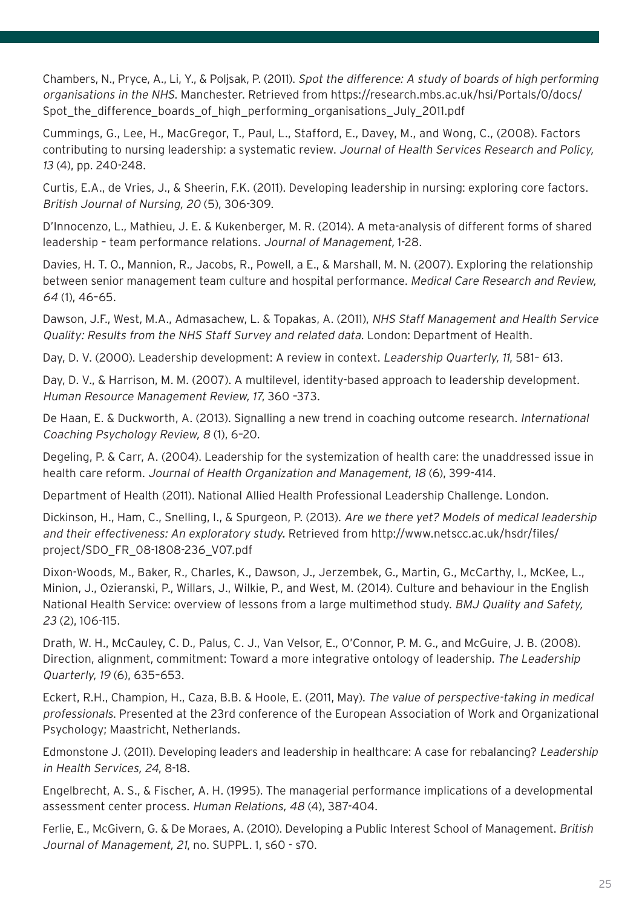Chambers, N., Pryce, A., Li, Y., & Poljsak, P. (2011). *Spot the difference: A study of boards of high performing organisations in the NHS*. Manchester. Retrieved from https://research.mbs.ac.uk/hsi/Portals/0/docs/Spot_the_difference_boards_of_high_performing_organisations_July_2011.pdf

Cummings, G., Lee, H., MacGregor, T., Paul, L., Stafford, E., Davey, M., and Wong, C., (2008). Factors contributing to nursing leadership: a systematic review. *Journal of Health Services Research and Policy, 13* (4), pp. 240-248.

Curtis, E.A., de Vries, J., & Sheerin, F.K. (2011). Developing leadership in nursing: exploring core factors. *British Journal of Nursing, 20* (5), 306-309.

D'Innocenzo, L., Mathieu, J. E. & Kukenberger, M. R. (2014). A meta-analysis of different forms of shared leadership – team performance relations. *Journal of Management,* 1-28.

Davies, H. T. O., Mannion, R., Jacobs, R., Powell, a E., & Marshall, M. N. (2007). Exploring the relationship between senior management team culture and hospital performance. *Medical Care Research and Review, 64* (1), 46–65.

Dawson, J.F., West, M.A., Admasachew, L. & Topakas, A. (2011), *NHS Staff Management and Health Service Quality: Results from the NHS Staff Survey and related data.* London: Department of Health.

Day, D. V. (2000). Leadership development: A review in context. *Leadership Quarterly, 11*, 581– 613.

Day, D. V., & Harrison, M. M. (2007). A multilevel, identity-based approach to leadership development. *Human Resource Management Review, 17*, 360 –373.

De Haan, E. & Duckworth, A. (2013). Signalling a new trend in coaching outcome research. *International Coaching Psychology Review, 8* (1), 6–20.

Degeling, P. & Carr, A. (2004). Leadership for the systemization of health care: the unaddressed issue in health care reform. *Journal of Health Organization and Management, 18* (6), 399-414.

Department of Health (2011). National Allied Health Professional Leadership Challenge. London.

Dickinson, H., Ham, C., Snelling, I., & Spurgeon, P. (2013). *Are we there yet? Models of medical leadership and their effectiveness: An exploratory study***.** Retrieved from http://www.netscc.ac.uk/hsdr/files/project/SDO_FR_08-1808-236_V07.pdf

Dixon-Woods, M., Baker, R., Charles, K., Dawson, J., Jerzembek, G., Martin, G., McCarthy, I., McKee, L., Minion, J., Ozieranski, P., Willars, J., Wilkie, P., and West, M. (2014). Culture and behaviour in the English National Health Service: overview of lessons from a large multimethod study. *BMJ Quality and Safety, 23* (2), 106-115.

Drath, W. H., McCauley, C. D., Palus, C. J., Van Velsor, E., O'Connor, P. M. G., and McGuire, J. B. (2008). Direction, alignment, commitment: Toward a more integrative ontology of leadership. *The Leadership Quarterly, 19* (6), 635–653.

Eckert, R.H., Champion, H., Caza, B.B. & Hoole, E. (2011, May). *The value of perspective-taking in medical professionals.* Presented at the 23rd conference of the European Association of Work and Organizational Psychology; Maastricht, Netherlands.

Edmonstone J. (2011). Developing leaders and leadership in healthcare: A case for rebalancing? *Leadership in Health Services, 24*, 8-18.

Engelbrecht, A. S., & Fischer, A. H. (1995). The managerial performance implications of a developmental assessment center process. *Human Relations, 48* (4), 387-404.

Ferlie, E., McGivern, G. & De Moraes, A. (2010). Developing a Public Interest School of Management. *British Journal of Management, 21*, no. SUPPL. 1, s60 - s70.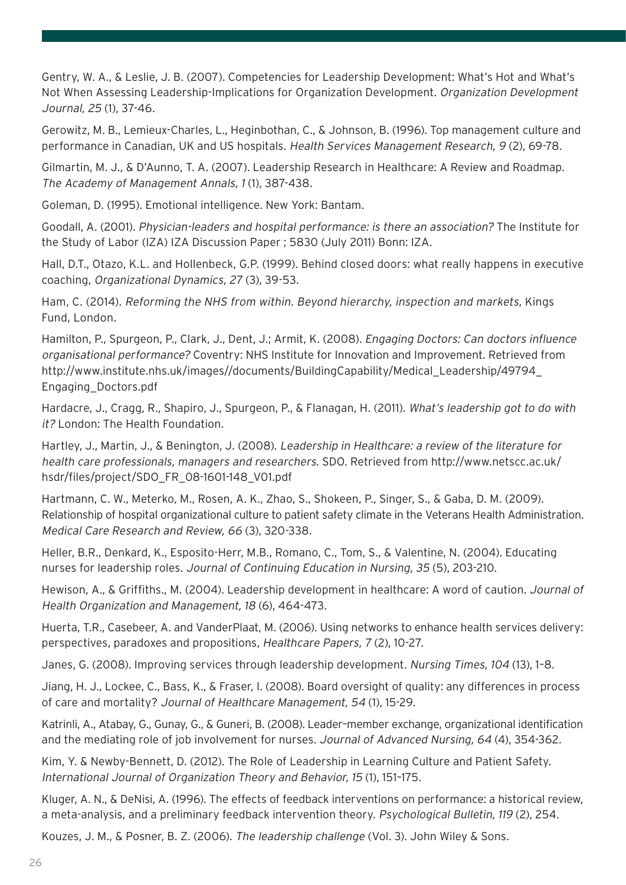Gentry, W. A., & Leslie, J. B. (2007). Competencies for Leadership Development: What's Hot and What's Not When Assessing Leadership-Implications for Organization Development. *Organization Development Journal, 25* (1), 37-46.

Gerowitz, M. B., Lemieux-Charles, L., Heginbothan, C., & Johnson, B. (1996). Top management culture and performance in Canadian, UK and US hospitals. *Health Services Management Research, 9* (2), 69-78.

Gilmartin, M. J., & D'Aunno, T. A. (2007). Leadership Research in Healthcare: A Review and Roadmap. *The Academy of Management Annals, 1* (1), 387-438.

Goleman, D. (1995). Emotional intelligence. New York: Bantam.

Goodall, A. (2001). *Physician-leaders and hospital performance: is there an association?* The Institute for the Study of Labor (IZA) IZA Discussion Paper ; 5830 (July 2011) Bonn: IZA.

Hall, D.T., Otazo, K.L. and Hollenbeck, G.P. (1999). Behind closed doors: what really happens in executive coaching, *Organizational Dynamics, 27* (3), 39-53.

Ham, C. (2014). *Reforming the NHS from within. Beyond hierarchy, inspection and markets*, Kings Fund, London.

Hamilton, P., Spurgeon, P., Clark, J., Dent, J.; Armit, K. (2008). *Engaging Doctors: Can doctors influence organisational performance?* Coventry: NHS Institute for Innovation and Improvement. Retrieved from http://www.institute.nhs.uk/images//documents/BuildingCapability/Medical_Leadership/49794_Engaging_Doctors.pdf

Hardacre, J., Cragg, R., Shapiro, J., Spurgeon, P., & Flanagan, H. (2011). *What's leadership got to do with it?* London: The Health Foundation.

Hartley, J., Martin, J., & Benington, J. (2008). *Leadership in Healthcare: a review of the literature for health care professionals, managers and researchers*. SDO. Retrieved from http://www.netscc.ac.uk/hsdr/files/project/SDO_FR_08-1601-148_V01.pdf

Hartmann, C. W., Meterko, M., Rosen, A. K., Zhao, S., Shokeen, P., Singer, S., & Gaba, D. M. (2009). Relationship of hospital organizational culture to patient safety climate in the Veterans Health Administration. *Medical Care Research and Review, 66* (3), 320-338.

Heller, B.R., Denkard, K., Esposito-Herr, M.B., Romano, C., Tom, S., & Valentine, N. (2004). Educating nurses for leadership roles. *Journal of Continuing Education in Nursing, 35* (5), 203-210.

Hewison, A., & Griffiths., M. (2004). Leadership development in healthcare: A word of caution. *Journal of Health Organization and Management, 18* (6), 464-473.

Huerta, T.R., Casebeer, A. and VanderPlaat, M. (2006). Using networks to enhance health services delivery: perspectives, paradoxes and propositions, *Healthcare Papers, 7* (2), 10-27.

Janes, G. (2008). Improving services through leadership development. *Nursing Times, 104* (13), 1–8.

Jiang, H. J., Lockee, C., Bass, K., & Fraser, I. (2008). Board oversight of quality: any differences in process of care and mortality? *Journal of Healthcare Management, 54* (1), 15-29.

Katrinli, A., Atabay, G., Gunay, G., & Guneri, B. (2008). Leader–member exchange, organizational identification and the mediating role of job involvement for nurses. *Journal of Advanced Nursing, 64* (4), 354-362.

Kim, Y. & Newby-Bennett, D. (2012). The Role of Leadership in Learning Culture and Patient Safety. *International Journal of Organization Theory and Behavior, 15* (1), 151–175.

Kluger, A. N., & DeNisi, A. (1996). The effects of feedback interventions on performance: a historical review, a meta-analysis, and a preliminary feedback intervention theory. *Psychological Bulletin, 119* (2), 254.

Kouzes, J. M., & Posner, B. Z. (2006). *The leadership challenge* (Vol. 3). John Wiley & Sons.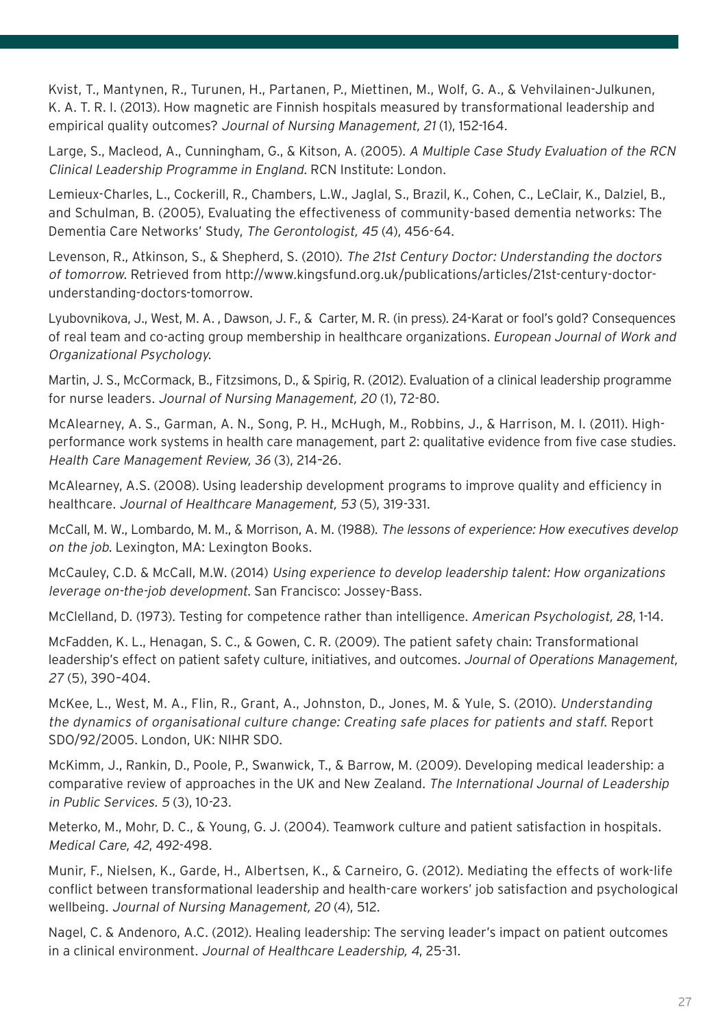Kvist, T., Mantynen, R., Turunen, H., Partanen, P., Miettinen, M., Wolf, G. A., & Vehvilainen-Julkunen, K. A. T. R. I. (2013). How magnetic are Finnish hospitals measured by transformational leadership and empirical quality outcomes? *Journal of Nursing Management, 21* (1), 152-164.

Large, S., Macleod, A., Cunningham, G., & Kitson, A. (2005). *A Multiple Case Study Evaluation of the RCN Clinical Leadership Programme in England.* RCN Institute: London.

Lemieux-Charles, L., Cockerill, R., Chambers, L.W., Jaglal, S., Brazil, K., Cohen, C., LeClair, K., Dalziel, B., and Schulman, B. (2005), Evaluating the effectiveness of community-based dementia networks: The Dementia Care Networks' Study, *The Gerontologist, 45* (4), 456-64.

Levenson, R., Atkinson, S., & Shepherd, S. (2010). *The 21st Century Doctor: Understanding the doctors of tomorrow.* Retrieved from http://www.kingsfund.org.uk/publications/articles/21st-century-doctor-understanding-doctors-tomorrow.

Lyubovnikova, J., West, M. A. , Dawson, J. F., & Carter, M. R. (in press). 24-Karat or fool's gold? Consequences of real team and co-acting group membership in healthcare organizations. *European Journal of Work and Organizational Psychology.*

Martin, J. S., McCormack, B., Fitzsimons, D., & Spirig, R. (2012). Evaluation of a clinical leadership programme for nurse leaders. *Journal of Nursing Management, 20* (1), 72-80.

McAlearney, A. S., Garman, A. N., Song, P. H., McHugh, M., Robbins, J., & Harrison, M. I. (2011). High-performance work systems in health care management, part 2: qualitative evidence from five case studies. *Health Care Management Review, 36* (3), 214–26.

McAlearney, A.S. (2008). Using leadership development programs to improve quality and efficiency in healthcare. *Journal of Healthcare Management, 53* (5), 319-331.

McCall, M. W., Lombardo, M. M., & Morrison, A. M. (1988). *The lessons of experience: How executives develop on the job.* Lexington, MA: Lexington Books.

McCauley, C.D. & McCall, M.W. (2014) *Using experience to develop leadership talent: How organizations leverage on-the-job development.* San Francisco: Jossey-Bass.

McClelland, D. (1973). Testing for competence rather than intelligence. *American Psychologist, 28*, 1-14.

McFadden, K. L., Henagan, S. C., & Gowen, C. R. (2009). The patient safety chain: Transformational leadership's effect on patient safety culture, initiatives, and outcomes. *Journal of Operations Management, 27* (5), 390–404.

McKee, L., West, M. A., Flin, R., Grant, A., Johnston, D., Jones, M. & Yule, S. (2010). *Understanding the dynamics of organisational culture change: Creating safe places for patients and staff.* Report SDO/92/2005. London, UK: NIHR SDO.

McKimm, J., Rankin, D., Poole, P., Swanwick, T., & Barrow, M. (2009). Developing medical leadership: a comparative review of approaches in the UK and New Zealand. *The International Journal of Leadership in Public Services. 5* (3), 10-23.

Meterko, M., Mohr, D. C., & Young, G. J. (2004). Teamwork culture and patient satisfaction in hospitals. *Medical Care, 42*, 492-498.

Munir, F., Nielsen, K., Garde, H., Albertsen, K., & Carneiro, G. (2012). Mediating the effects of work-life conflict between transformational leadership and health-care workers' job satisfaction and psychological wellbeing. *Journal of Nursing Management, 20* (4), 512.

Nagel, C. & Andenoro, A.C. (2012). Healing leadership: The serving leader's impact on patient outcomes in a clinical environment. *Journal of Healthcare Leadership, 4*, 25-31.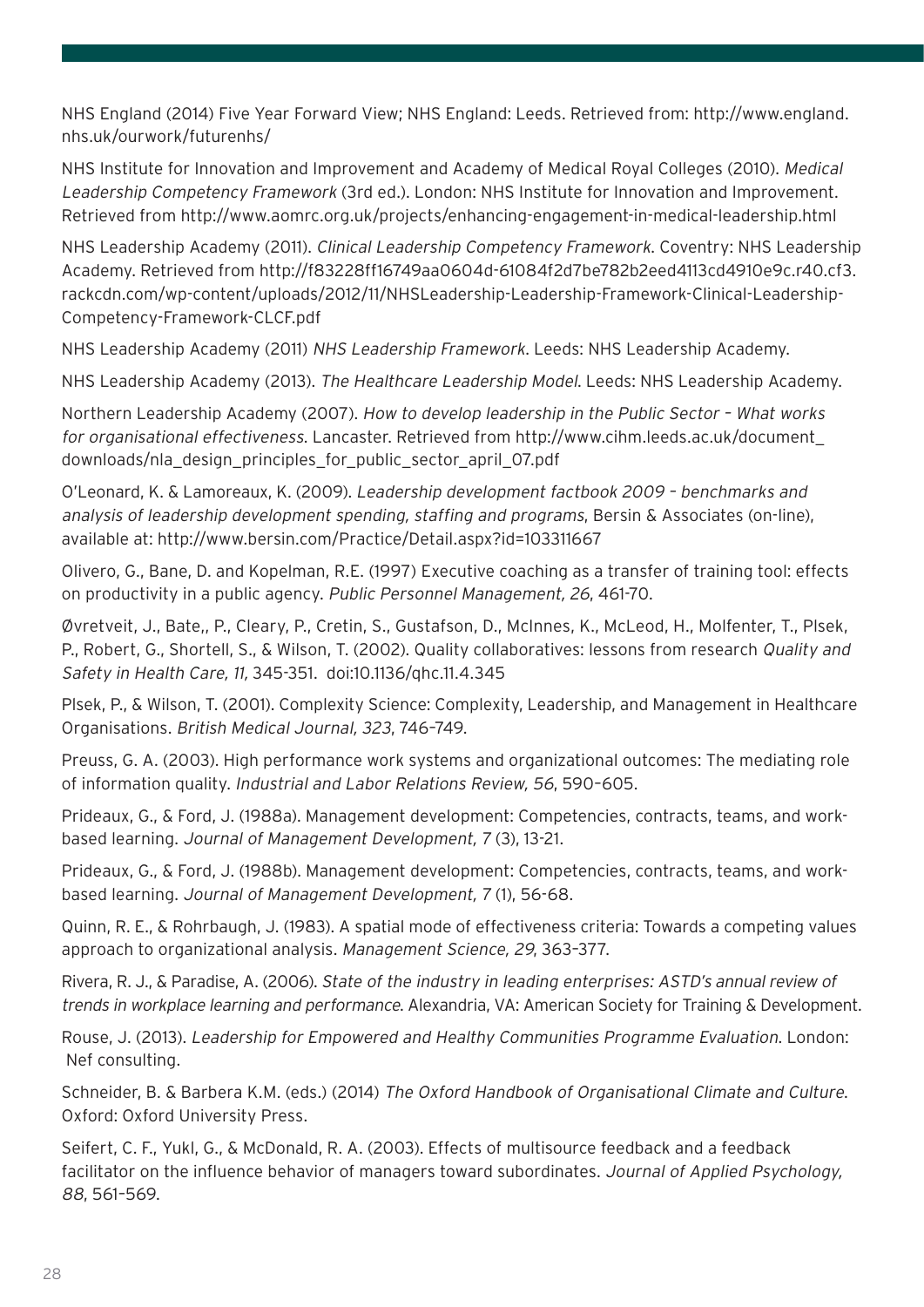NHS England (2014) Five Year Forward View; NHS England: Leeds. Retrieved from: http://www.england.nhs.uk/ourwork/futurenhs/

NHS Institute for Innovation and Improvement and Academy of Medical Royal Colleges (2010). *Medical Leadership Competency Framework* (3rd ed.). London: NHS Institute for Innovation and Improvement. Retrieved from http://www.aomrc.org.uk/projects/enhancing-engagement-in-medical-leadership.html

NHS Leadership Academy (2011). *Clinical Leadership Competency Framework*. Coventry: NHS Leadership Academy. Retrieved from http://f83228ff16749aa0604d-61084f2d7be782b2eed4113cd4910e9c.r40.cf3.rackcdn.com/wp-content/uploads/2012/11/NHSLeadership-Leadership-Framework-Clinical-Leadership-Competency-Framework-CLCF.pdf

NHS Leadership Academy (2011) *NHS Leadership Framework*. Leeds: NHS Leadership Academy.

NHS Leadership Academy (2013). *The Healthcare Leadership Model*. Leeds: NHS Leadership Academy.

Northern Leadership Academy (2007). *How to develop leadership in the Public Sector – What works for organisational effectiveness.* Lancaster. Retrieved from http://www.cihm.leeds.ac.uk/document_downloads/nla_design_principles_for_public_sector_april_07.pdf

O'Leonard, K. & Lamoreaux, K. (2009). *Leadership development factbook 2009 – benchmarks and analysis of leadership development spending, staffing and programs*, Bersin & Associates (on-line), available at: http://www.bersin.com/Practice/Detail.aspx?id=103311667

Olivero, G., Bane, D. and Kopelman, R.E. (1997) Executive coaching as a transfer of training tool: effects on productivity in a public agency. *Public Personnel Management, 26*, 461-70.

Øvretveit, J., Bate,, P., Cleary, P., Cretin, S., Gustafson, D., McInnes, K., McLeod, H., Molfenter, T., Plsek, P., Robert, G., Shortell, S., & Wilson, T. (2002). Quality collaboratives: lessons from research *Quality and Safety in Health Care, 11,* 345-351. doi:10.1136/qhc.11.4.345

Plsek, P., & Wilson, T. (2001). Complexity Science: Complexity, Leadership, and Management in Healthcare Organisations. *British Medical Journal, 323*, 746–749.

Preuss, G. A. (2003). High performance work systems and organizational outcomes: The mediating role of information quality. *Industrial and Labor Relations Review, 56*, 590–605.

Prideaux, G., & Ford, J. (1988a). Management development: Competencies, contracts, teams, and work-based learning. *Journal of Management Development, 7* (3), 13-21.

Prideaux, G., & Ford, J. (1988b). Management development: Competencies, contracts, teams, and work-based learning. *Journal of Management Development, 7* (1), 56-68.

Quinn, R. E., & Rohrbaugh, J. (1983). A spatial mode of effectiveness criteria: Towards a competing values approach to organizational analysis. *Management Science, 29*, 363–377.

Rivera, R. J., & Paradise, A. (2006). *State of the industry in leading enterprises: ASTD's annual review of trends in workplace learning and performance*. Alexandria, VA: American Society for Training & Development.

Rouse, J. (2013). *Leadership for Empowered and Healthy Communities Programme Evaluation*. London: Nef consulting.

Schneider, B. & Barbera K.M. (eds.) (2014) *The Oxford Handbook of Organisational Climate and Culture*. Oxford: Oxford University Press.

Seifert, C. F., Yukl, G., & McDonald, R. A. (2003). Effects of multisource feedback and a feedback facilitator on the influence behavior of managers toward subordinates. *Journal of Applied Psychology, 88*, 561–569.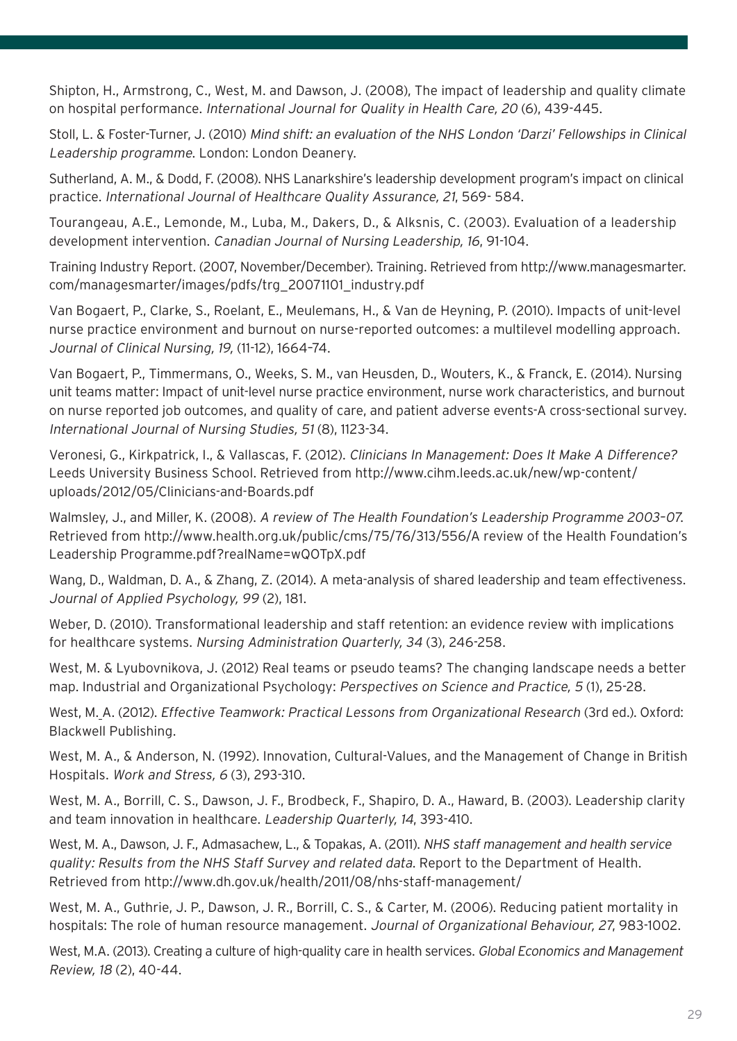Shipton, H., Armstrong, C., West, M. and Dawson, J. (2008), The impact of leadership and quality climate on hospital performance. *International Journal for Quality in Health Care, 20* (6), 439-445.

Stoll, L. & Foster-Turner, J. (2010) *Mind shift: an evaluation of the NHS London 'Darzi' Fellowships in Clinical Leadership programme*. London: London Deanery.

Sutherland, A. M., & Dodd, F. (2008). NHS Lanarkshire's leadership development program's impact on clinical practice. *International Journal of Healthcare Quality Assurance, 21*, 569- 584.

Tourangeau, A.E., Lemonde, M., Luba, M., Dakers, D., & Alksnis, C. (2003). Evaluation of a leadership development intervention. *Canadian Journal of Nursing Leadership, 16*, 91-104.

Training Industry Report. (2007, November/December). Training. Retrieved from http://www.managesmarter.com/managesmarter/images/pdfs/trg_20071101_industry.pdf

Van Bogaert, P., Clarke, S., Roelant, E., Meulemans, H., & Van de Heyning, P. (2010). Impacts of unit-level nurse practice environment and burnout on nurse-reported outcomes: a multilevel modelling approach. *Journal of Clinical Nursing, 19,* (11-12), 1664–74.

Van Bogaert, P., Timmermans, O., Weeks, S. M., van Heusden, D., Wouters, K., & Franck, E. (2014). Nursing unit teams matter: Impact of unit-level nurse practice environment, nurse work characteristics, and burnout on nurse reported job outcomes, and quality of care, and patient adverse events-A cross-sectional survey. *International Journal of Nursing Studies, 51* (8), 1123-34.

Veronesi, G., Kirkpatrick, I., & Vallascas, F. (2012). *Clinicians In Management: Does It Make A Difference?* Leeds University Business School. Retrieved from http://www.cihm.leeds.ac.uk/new/wp-content/uploads/2012/05/Clinicians-and-Boards.pdf

Walmsley, J., and Miller, K. (2008). *A review of The Health Foundation's Leadership Programme 2003–07*. Retrieved from http://www.health.org.uk/public/cms/75/76/313/556/A review of the Health Foundation's Leadership Programme.pdf?realName=wQOTpX.pdf

Wang, D., Waldman, D. A., & Zhang, Z. (2014). A meta-analysis of shared leadership and team effectiveness. *Journal of Applied Psychology, 99* (2), 181.

Weber, D. (2010). Transformational leadership and staff retention: an evidence review with implications for healthcare systems. *Nursing Administration Quarterly, 34* (3), 246-258.

West, M. & Lyubovnikova, J. (2012) Real teams or pseudo teams? The changing landscape needs a better map. Industrial and Organizational Psychology: *Perspectives on Science and Practice, 5* (1), 25-28.

West, M. A. (2012). *Effective Teamwork: Practical Lessons from Organizational Research* (3rd ed.). Oxford: Blackwell Publishing.

West, M. A., & Anderson, N. (1992). Innovation, Cultural-Values, and the Management of Change in British Hospitals. *Work and Stress, 6* (3), 293-310.

West, M. A., Borrill, C. S., Dawson, J. F., Brodbeck, F., Shapiro, D. A., Haward, B. (2003). Leadership clarity and team innovation in healthcare. *Leadership Quarterly, 14*, 393-410.

West, M. A., Dawson, J. F., Admasachew, L., & Topakas, A. (2011). *NHS staff management and health service quality: Results from the NHS Staff Survey and related data*. Report to the Department of Health. Retrieved from http://www.dh.gov.uk/health/2011/08/nhs-staff-management/

West, M. A., Guthrie, J. P., Dawson, J. R., Borrill, C. S., & Carter, M. (2006). Reducing patient mortality in hospitals: The role of human resource management. *Journal of Organizational Behaviour, 27*, 983-1002.

West, M.A. (2013). Creating a culture of high-quality care in health services. *Global Economics and Management Review, 18* (2), 40-44.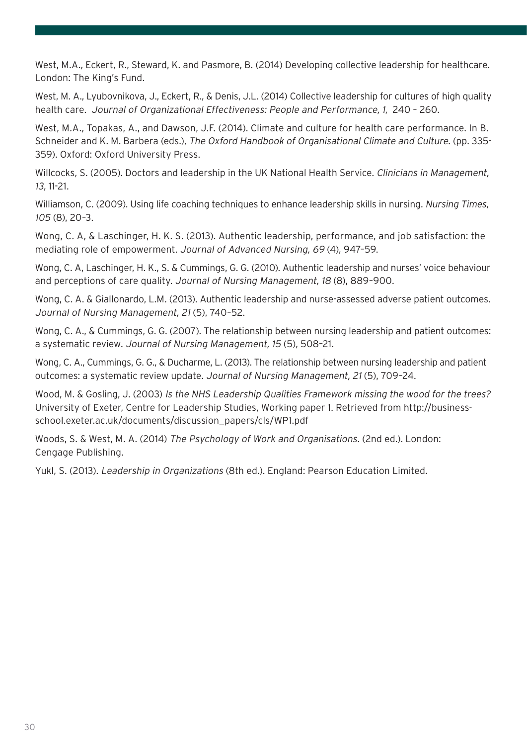West, M.A., Eckert, R., Steward, K. and Pasmore, B. (2014) Developing collective leadership for healthcare. London: The King's Fund.

West, M. A., Lyubovnikova, J., Eckert, R., & Denis, J.L. (2014) Collective leadership for cultures of high quality health care. *Journal of Organizational Effectiveness: People and Performance, 1*, 240 – 260.

West, M.A., Topakas, A., and Dawson, J.F. (2014). Climate and culture for health care performance. In B. Schneider and K. M. Barbera (eds.), *The Oxford Handbook of Organisational Climate and Culture*. (pp. 335-359). Oxford: Oxford University Press.

Willcocks, S. (2005). Doctors and leadership in the UK National Health Service. *Clinicians in Management, 13*, 11-21.

Williamson, C. (2009). Using life coaching techniques to enhance leadership skills in nursing. *Nursing Times, 105* (8), 20–3.

Wong, C. A, & Laschinger, H. K. S. (2013). Authentic leadership, performance, and job satisfaction: the mediating role of empowerment. *Journal of Advanced Nursing, 69* (4), 947–59.

Wong, C. A, Laschinger, H. K., S. & Cummings, G. G. (2010). Authentic leadership and nurses' voice behaviour and perceptions of care quality. *Journal of Nursing Management, 18* (8), 889–900.

Wong, C. A. & Giallonardo, L.M. (2013). Authentic leadership and nurse-assessed adverse patient outcomes. *Journal of Nursing Management, 21* (5), 740–52.

Wong, C. A., & Cummings, G. G. (2007). The relationship between nursing leadership and patient outcomes: a systematic review. *Journal of Nursing Management, 15* (5), 508–21.

Wong, C. A., Cummings, G. G., & Ducharme, L. (2013). The relationship between nursing leadership and patient outcomes: a systematic review update. *Journal of Nursing Management, 21* (5), 709–24.

Wood, M. & Gosling, J. (2003) *Is the NHS Leadership Qualities Framework missing the wood for the trees?* University of Exeter, Centre for Leadership Studies, Working paper 1. Retrieved from http://business-school.exeter.ac.uk/documents/discussion_papers/cls/WP1.pdf

Woods, S. & West, M. A. (2014) *The Psychology of Work and Organisations.* (2nd ed.). London: Cengage Publishing.

Yukl, S. (2013). *Leadership in Organizations* (8th ed.). England: Pearson Education Limited.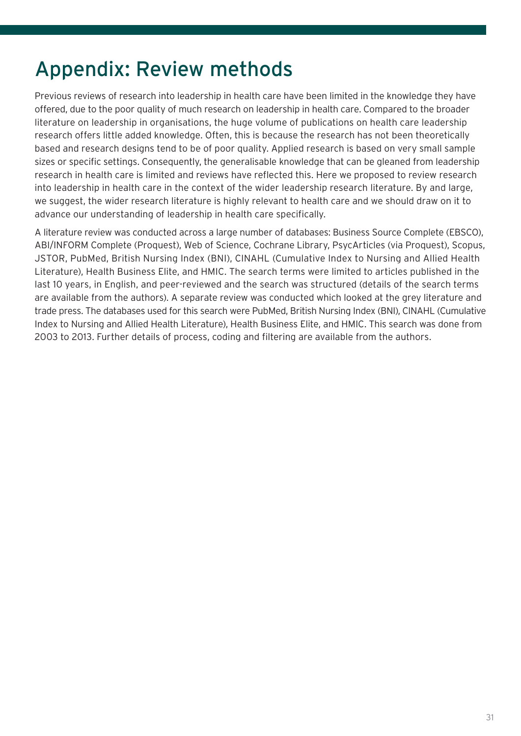# Appendix: Review methods

Previous reviews of research into leadership in health care have been limited in the knowledge they have offered, due to the poor quality of much research on leadership in health care. Compared to the broader literature on leadership in organisations, the huge volume of publications on health care leadership research offers little added knowledge. Often, this is because the research has not been theoretically based and research designs tend to be of poor quality. Applied research is based on very small sample sizes or specific settings. Consequently, the generalisable knowledge that can be gleaned from leadership research in health care is limited and reviews have reflected this. Here we proposed to review research into leadership in health care in the context of the wider leadership research literature. By and large, we suggest, the wider research literature is highly relevant to health care and we should draw on it to advance our understanding of leadership in health care specifically.

A literature review was conducted across a large number of databases: Business Source Complete (EBSCO), ABI/INFORM Complete (Proquest), Web of Science, Cochrane Library, PsycArticles (via Proquest), Scopus, JSTOR, PubMed, British Nursing Index (BNI), CINAHL (Cumulative Index to Nursing and Allied Health Literature), Health Business Elite, and HMIC. The search terms were limited to articles published in the last 10 years, in English, and peer-reviewed and the search was structured (details of the search terms are available from the authors). A separate review was conducted which looked at the grey literature and trade press. The databases used for this search were PubMed, British Nursing Index (BNI), CINAHL (Cumulative Index to Nursing and Allied Health Literature), Health Business Elite, and HMIC. This search was done from 2003 to 2013. Further details of process, coding and filtering are available from the authors.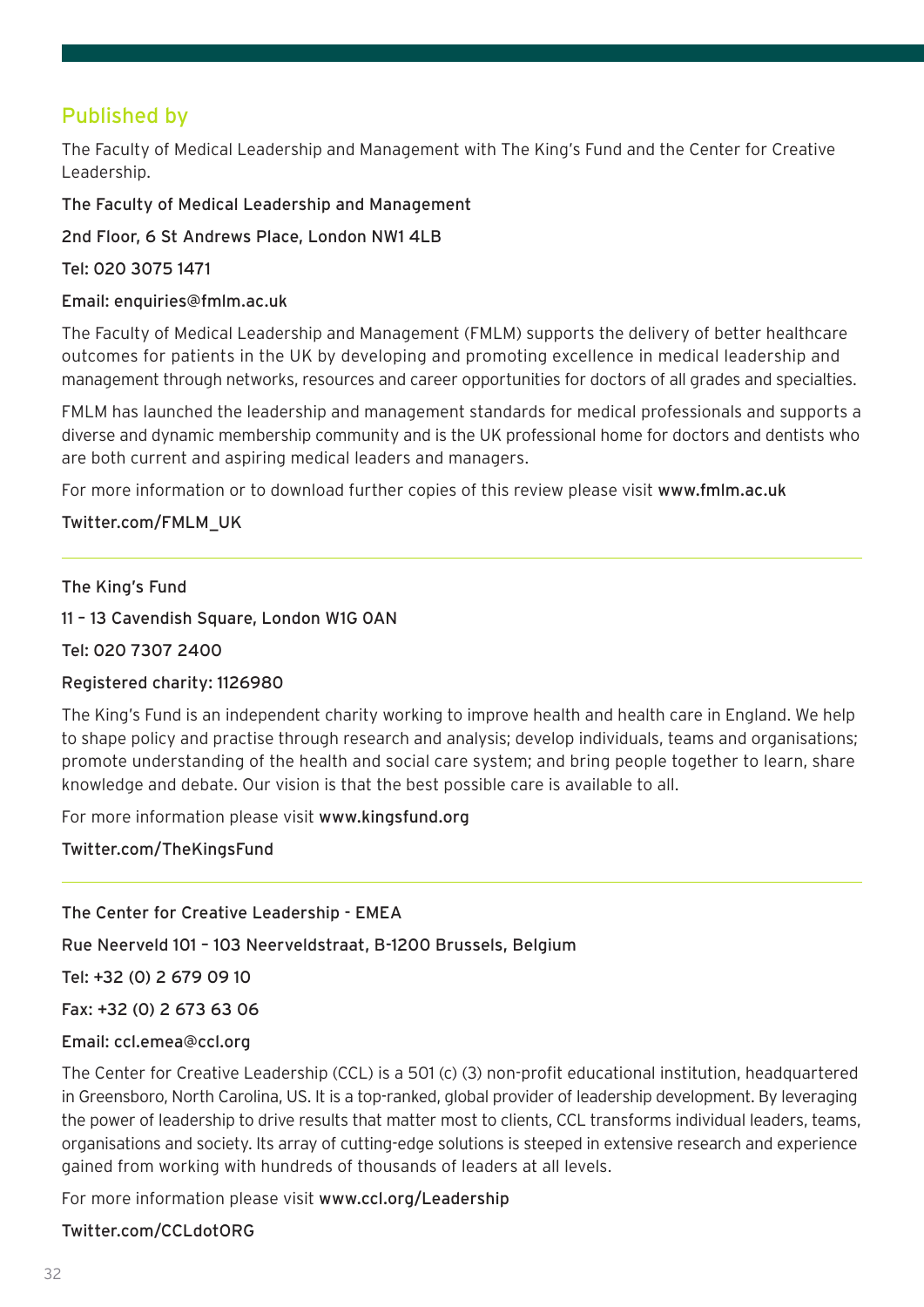## Published by

The Faculty of Medical Leadership and Management with The King's Fund and the Center for Creative Leadership.

**The Faculty of Medical Leadership and Management**

**2nd Floor, 6 St Andrews Place, London NW1 4LB**

**Tel: 020 3075 1471**

**Email: enquiries@fmlm.ac.uk**

The Faculty of Medical Leadership and Management (FMLM) supports the delivery of better healthcare outcomes for patients in the UK by developing and promoting excellence in medical leadership and management through networks, resources and career opportunities for doctors of all grades and specialties.

FMLM has launched the leadership and management standards for medical professionals and supports a diverse and dynamic membership community and is the UK professional home for doctors and dentists who are both current and aspiring medical leaders and managers.

For more information or to download further copies of this review please visit **www.fmlm.ac.uk**

**Twitter.com/FMLM_UK**

---

**The King's Fund**

**11 – 13 Cavendish Square, London W1G 0AN**

**Tel: 020 7307 2400**

**Registered charity: 1126980**

The King's Fund is an independent charity working to improve health and health care in England. We help to shape policy and practise through research and analysis; develop individuals, teams and organisations; promote understanding of the health and social care system; and bring people together to learn, share knowledge and debate. Our vision is that the best possible care is available to all.

For more information please visit **www.kingsfund.org**

**Twitter.com/TheKingsFund**

---

**The Center for Creative Leadership - EMEA**

**Rue Neerveld 101 – 103 Neerveldstraat, B-1200 Brussels, Belgium**

**Tel: +32 (0) 2 679 09 10**

**Fax: +32 (0) 2 673 63 06**

**Email: ccl.emea@ccl.org**

The Center for Creative Leadership (CCL) is a 501 (c) (3) non-profit educational institution, headquartered in Greensboro, North Carolina, US. It is a top-ranked, global provider of leadership development. By leveraging the power of leadership to drive results that matter most to clients, CCL transforms individual leaders, teams, organisations and society. Its array of cutting-edge solutions is steeped in extensive research and experience gained from working with hundreds of thousands of leaders at all levels.

For more information please visit **www.ccl.org/Leadership**

**Twitter.com/CCLdotORG**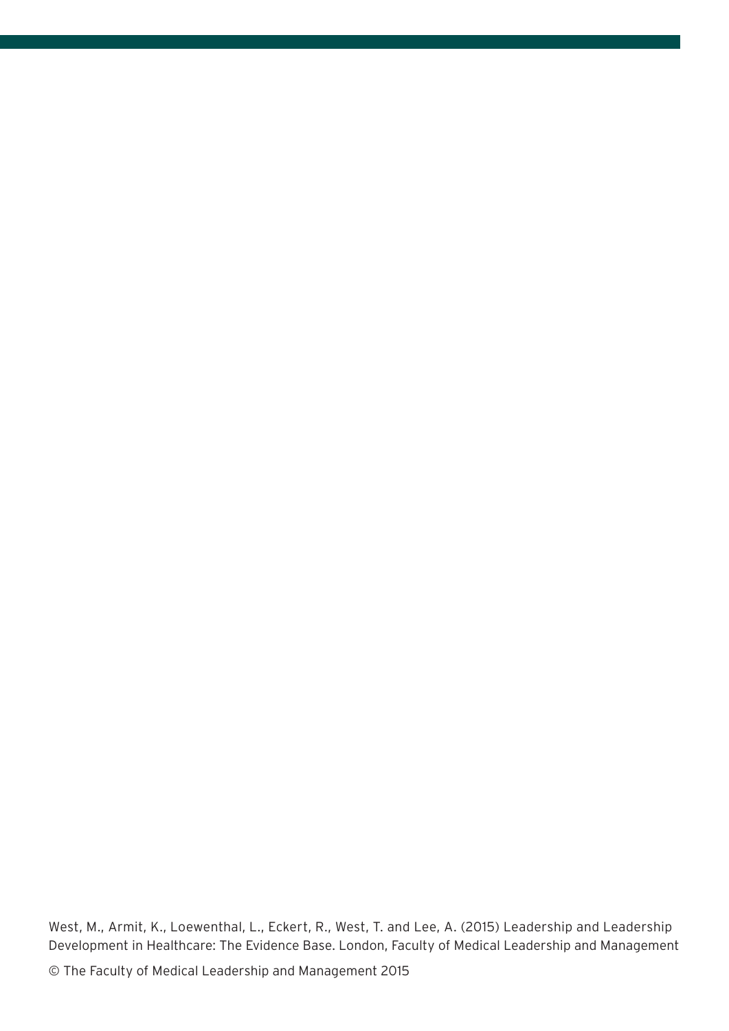West, M., Armit, K., Loewenthal, L., Eckert, R., West, T. and Lee, A. (2015) Leadership and Leadership Development in Healthcare: The Evidence Base. London, Faculty of Medical Leadership and Management

© The Faculty of Medical Leadership and Management 2015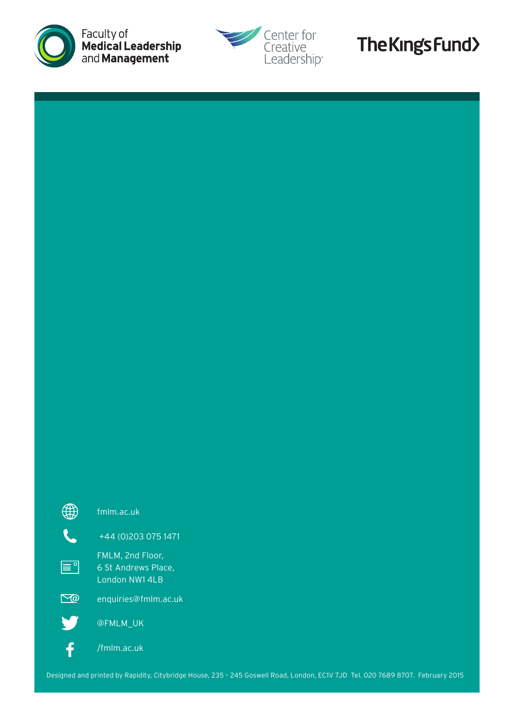Faculty of **Medical Leadership** and **Management**

Center for Creative Leadership

The King's Fund

fmlm.ac.uk

+44 (0)203 075 1471

FMLM, 2nd Floor,
6 St Andrews Place,
London NW1 4LB

enquiries@fmlm.ac.uk

@FMLM_UK

/fmlm.ac.uk

Designed and printed by Rapidity, Citybridge House, 235 – 245 Goswell Road, London, EC1V 7JD Tel. 020 7689 8707. February 2015